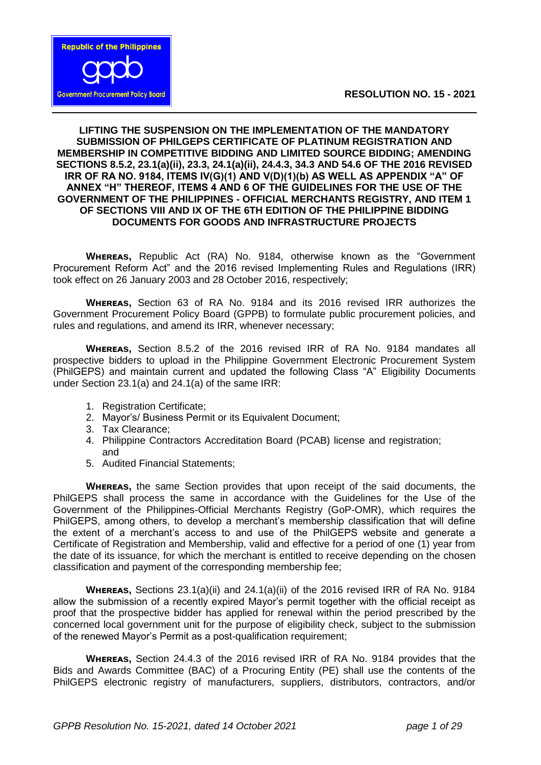Republic of the Philippines

gppb

Government Procurement Policy Board

**RESOLUTION NO. 15 - 2021**

**LIFTING THE SUSPENSION ON THE IMPLEMENTATION OF THE MANDATORY SUBMISSION OF PHILGEPS CERTIFICATE OF PLATINUM REGISTRATION AND MEMBERSHIP IN COMPETITIVE BIDDING AND LIMITED SOURCE BIDDING; AMENDING SECTIONS 8.5.2, 23.1(a)(ii), 23.3, 24.1(a)(ii), 24.4.3, 34.3 AND 54.6 OF THE 2016 REVISED IRR OF RA NO. 9184, ITEMS IV(G)(1) AND V(D)(1)(b) AS WELL AS APPENDIX "A" OF ANNEX "H" THEREOF, ITEMS 4 AND 6 OF THE GUIDELINES FOR THE USE OF THE GOVERNMENT OF THE PHILIPPINES - OFFICIAL MERCHANTS REGISTRY, AND ITEM 1 OF SECTIONS VIII AND IX OF THE 6TH EDITION OF THE PHILIPPINE BIDDING DOCUMENTS FOR GOODS AND INFRASTRUCTURE PROJECTS**

**WHEREAS,** Republic Act (RA) No. 9184, otherwise known as the "Government Procurement Reform Act" and the 2016 revised Implementing Rules and Regulations (IRR) took effect on 26 January 2003 and 28 October 2016, respectively;

**WHEREAS,** Section 63 of RA No. 9184 and its 2016 revised IRR authorizes the Government Procurement Policy Board (GPPB) to formulate public procurement policies, and rules and regulations, and amend its IRR, whenever necessary;

**WHEREAS,** Section 8.5.2 of the 2016 revised IRR of RA No. 9184 mandates all prospective bidders to upload in the Philippine Government Electronic Procurement System (PhilGEPS) and maintain current and updated the following Class "A" Eligibility Documents under Section 23.1(a) and 24.1(a) of the same IRR:

1. Registration Certificate;
2. Mayor's/ Business Permit or its Equivalent Document;
3. Tax Clearance;
4. Philippine Contractors Accreditation Board (PCAB) license and registration; and
5. Audited Financial Statements;

**WHEREAS,** the same Section provides that upon receipt of the said documents, the PhilGEPS shall process the same in accordance with the Guidelines for the Use of the Government of the Philippines-Official Merchants Registry (GoP-OMR), which requires the PhilGEPS, among others, to develop a merchant's membership classification that will define the extent of a merchant's access to and use of the PhilGEPS website and generate a Certificate of Registration and Membership, valid and effective for a period of one (1) year from the date of its issuance, for which the merchant is entitled to receive depending on the chosen classification and payment of the corresponding membership fee;

**WHEREAS,** Sections 23.1(a)(ii) and 24.1(a)(ii) of the 2016 revised IRR of RA No. 9184 allow the submission of a recently expired Mayor's permit together with the official receipt as proof that the prospective bidder has applied for renewal within the period prescribed by the concerned local government unit for the purpose of eligibility check, subject to the submission of the renewed Mayor's Permit as a post-qualification requirement;

**WHEREAS,** Section 24.4.3 of the 2016 revised IRR of RA No. 9184 provides that the Bids and Awards Committee (BAC) of a Procuring Entity (PE) shall use the contents of the PhilGEPS electronic registry of manufacturers, suppliers, distributors, contractors, and/or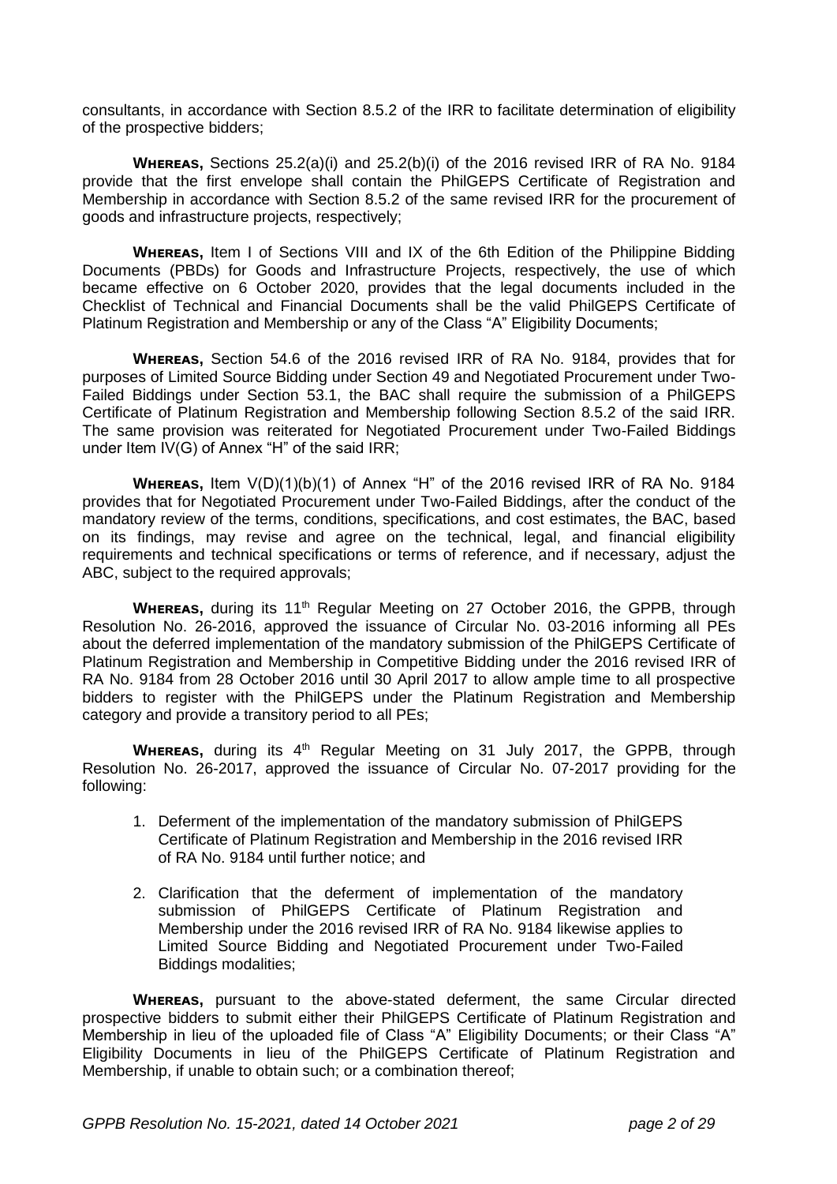consultants, in accordance with Section 8.5.2 of the IRR to facilitate determination of eligibility of the prospective bidders;

**WHEREAS,** Sections 25.2(a)(i) and 25.2(b)(i) of the 2016 revised IRR of RA No. 9184 provide that the first envelope shall contain the PhilGEPS Certificate of Registration and Membership in accordance with Section 8.5.2 of the same revised IRR for the procurement of goods and infrastructure projects, respectively;

**WHEREAS,** Item I of Sections VIII and IX of the 6th Edition of the Philippine Bidding Documents (PBDs) for Goods and Infrastructure Projects, respectively, the use of which became effective on 6 October 2020, provides that the legal documents included in the Checklist of Technical and Financial Documents shall be the valid PhilGEPS Certificate of Platinum Registration and Membership or any of the Class "A" Eligibility Documents;

**WHEREAS,** Section 54.6 of the 2016 revised IRR of RA No. 9184, provides that for purposes of Limited Source Bidding under Section 49 and Negotiated Procurement under Two-Failed Biddings under Section 53.1, the BAC shall require the submission of a PhilGEPS Certificate of Platinum Registration and Membership following Section 8.5.2 of the said IRR. The same provision was reiterated for Negotiated Procurement under Two-Failed Biddings under Item IV(G) of Annex "H" of the said IRR;

**WHEREAS,** Item V(D)(1)(b)(1) of Annex "H" of the 2016 revised IRR of RA No. 9184 provides that for Negotiated Procurement under Two-Failed Biddings, after the conduct of the mandatory review of the terms, conditions, specifications, and cost estimates, the BAC, based on its findings, may revise and agree on the technical, legal, and financial eligibility requirements and technical specifications or terms of reference, and if necessary, adjust the ABC, subject to the required approvals;

**WHEREAS,** during its 11th Regular Meeting on 27 October 2016, the GPPB, through Resolution No. 26-2016, approved the issuance of Circular No. 03-2016 informing all PEs about the deferred implementation of the mandatory submission of the PhilGEPS Certificate of Platinum Registration and Membership in Competitive Bidding under the 2016 revised IRR of RA No. 9184 from 28 October 2016 until 30 April 2017 to allow ample time to all prospective bidders to register with the PhilGEPS under the Platinum Registration and Membership category and provide a transitory period to all PEs;

**WHEREAS,** during its 4th Regular Meeting on 31 July 2017, the GPPB, through Resolution No. 26-2017, approved the issuance of Circular No. 07-2017 providing for the following:

1. Deferment of the implementation of the mandatory submission of PhilGEPS Certificate of Platinum Registration and Membership in the 2016 revised IRR of RA No. 9184 until further notice; and
2. Clarification that the deferment of implementation of the mandatory submission of PhilGEPS Certificate of Platinum Registration and Membership under the 2016 revised IRR of RA No. 9184 likewise applies to Limited Source Bidding and Negotiated Procurement under Two-Failed Biddings modalities;

**WHEREAS,** pursuant to the above-stated deferment, the same Circular directed prospective bidders to submit either their PhilGEPS Certificate of Platinum Registration and Membership in lieu of the uploaded file of Class "A" Eligibility Documents; or their Class "A" Eligibility Documents in lieu of the PhilGEPS Certificate of Platinum Registration and Membership, if unable to obtain such; or a combination thereof;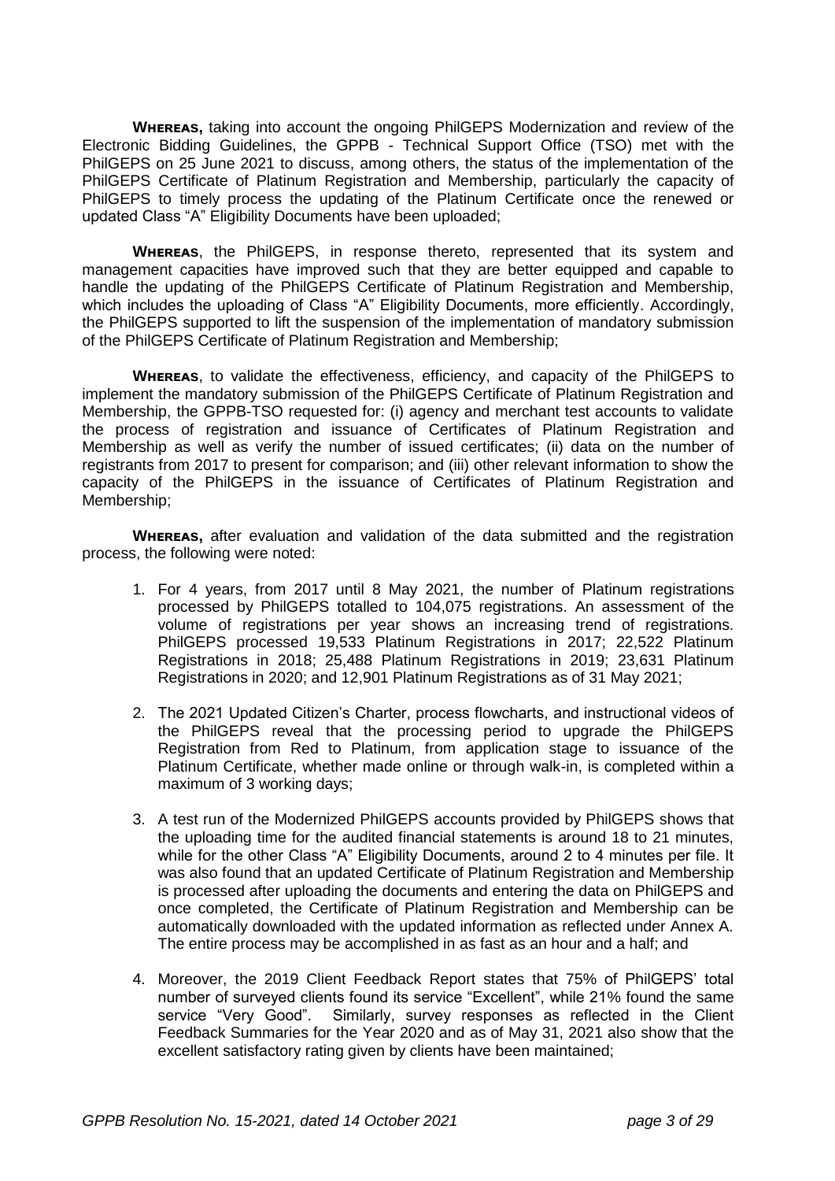**Whereas,** taking into account the ongoing PhilGEPS Modernization and review of the Electronic Bidding Guidelines, the GPPB - Technical Support Office (TSO) met with the PhilGEPS on 25 June 2021 to discuss, among others, the status of the implementation of the PhilGEPS Certificate of Platinum Registration and Membership, particularly the capacity of PhilGEPS to timely process the updating of the Platinum Certificate once the renewed or updated Class "A" Eligibility Documents have been uploaded;

**Whereas**, the PhilGEPS, in response thereto, represented that its system and management capacities have improved such that they are better equipped and capable to handle the updating of the PhilGEPS Certificate of Platinum Registration and Membership, which includes the uploading of Class "A" Eligibility Documents, more efficiently. Accordingly, the PhilGEPS supported to lift the suspension of the implementation of mandatory submission of the PhilGEPS Certificate of Platinum Registration and Membership;

**Whereas**, to validate the effectiveness, efficiency, and capacity of the PhilGEPS to implement the mandatory submission of the PhilGEPS Certificate of Platinum Registration and Membership, the GPPB-TSO requested for: (i) agency and merchant test accounts to validate the process of registration and issuance of Certificates of Platinum Registration and Membership as well as verify the number of issued certificates; (ii) data on the number of registrants from 2017 to present for comparison; and (iii) other relevant information to show the capacity of the PhilGEPS in the issuance of Certificates of Platinum Registration and Membership;

**Whereas,** after evaluation and validation of the data submitted and the registration process, the following were noted:

1. For 4 years, from 2017 until 8 May 2021, the number of Platinum registrations processed by PhilGEPS totalled to 104,075 registrations. An assessment of the volume of registrations per year shows an increasing trend of registrations. PhilGEPS processed 19,533 Platinum Registrations in 2017; 22,522 Platinum Registrations in 2018; 25,488 Platinum Registrations in 2019; 23,631 Platinum Registrations in 2020; and 12,901 Platinum Registrations as of 31 May 2021;

2. The 2021 Updated Citizen's Charter, process flowcharts, and instructional videos of the PhilGEPS reveal that the processing period to upgrade the PhilGEPS Registration from Red to Platinum, from application stage to issuance of the Platinum Certificate, whether made online or through walk-in, is completed within a maximum of 3 working days;

3. A test run of the Modernized PhilGEPS accounts provided by PhilGEPS shows that the uploading time for the audited financial statements is around 18 to 21 minutes, while for the other Class "A" Eligibility Documents, around 2 to 4 minutes per file. It was also found that an updated Certificate of Platinum Registration and Membership is processed after uploading the documents and entering the data on PhilGEPS and once completed, the Certificate of Platinum Registration and Membership can be automatically downloaded with the updated information as reflected under Annex A. The entire process may be accomplished in as fast as an hour and a half; and

4. Moreover, the 2019 Client Feedback Report states that 75% of PhilGEPS' total number of surveyed clients found its service "Excellent", while 21% found the same service "Very Good". Similarly, survey responses as reflected in the Client Feedback Summaries for the Year 2020 and as of May 31, 2021 also show that the excellent satisfactory rating given by clients have been maintained;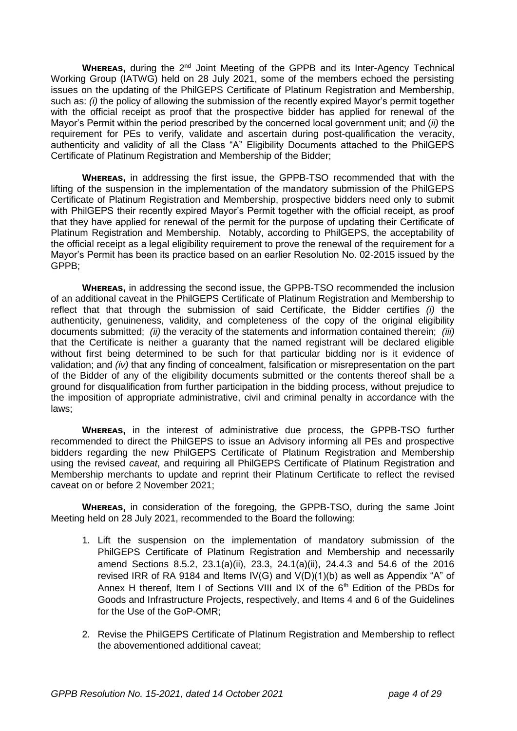**WHEREAS,** during the 2nd Joint Meeting of the GPPB and its Inter-Agency Technical Working Group (IATWG) held on 28 July 2021, some of the members echoed the persisting issues on the updating of the PhilGEPS Certificate of Platinum Registration and Membership, such as: *(i)* the policy of allowing the submission of the recently expired Mayor's permit together with the official receipt as proof that the prospective bidder has applied for renewal of the Mayor's Permit within the period prescribed by the concerned local government unit; and (*ii)* the requirement for PEs to verify, validate and ascertain during post-qualification the veracity, authenticity and validity of all the Class "A" Eligibility Documents attached to the PhilGEPS Certificate of Platinum Registration and Membership of the Bidder;

**WHEREAS,** in addressing the first issue, the GPPB-TSO recommended that with the lifting of the suspension in the implementation of the mandatory submission of the PhilGEPS Certificate of Platinum Registration and Membership, prospective bidders need only to submit with PhilGEPS their recently expired Mayor's Permit together with the official receipt, as proof that they have applied for renewal of the permit for the purpose of updating their Certificate of Platinum Registration and Membership. Notably, according to PhilGEPS, the acceptability of the official receipt as a legal eligibility requirement to prove the renewal of the requirement for a Mayor's Permit has been its practice based on an earlier Resolution No. 02-2015 issued by the GPPB;

**WHEREAS,** in addressing the second issue, the GPPB-TSO recommended the inclusion of an additional caveat in the PhilGEPS Certificate of Platinum Registration and Membership to reflect that that through the submission of said Certificate, the Bidder certifies *(i)* the authenticity, genuineness, validity, and completeness of the copy of the original eligibility documents submitted; *(ii)* the veracity of the statements and information contained therein; *(iii)* that the Certificate is neither a guaranty that the named registrant will be declared eligible without first being determined to be such for that particular bidding nor is it evidence of validation; and *(iv)* that any finding of concealment, falsification or misrepresentation on the part of the Bidder of any of the eligibility documents submitted or the contents thereof shall be a ground for disqualification from further participation in the bidding process, without prejudice to the imposition of appropriate administrative, civil and criminal penalty in accordance with the laws;

**WHEREAS,** in the interest of administrative due process, the GPPB-TSO further recommended to direct the PhilGEPS to issue an Advisory informing all PEs and prospective bidders regarding the new PhilGEPS Certificate of Platinum Registration and Membership using the revised *caveat*, and requiring all PhilGEPS Certificate of Platinum Registration and Membership merchants to update and reprint their Platinum Certificate to reflect the revised caveat on or before 2 November 2021;

**WHEREAS,** in consideration of the foregoing, the GPPB-TSO, during the same Joint Meeting held on 28 July 2021, recommended to the Board the following:

1. Lift the suspension on the implementation of mandatory submission of the PhilGEPS Certificate of Platinum Registration and Membership and necessarily amend Sections 8.5.2, 23.1(a)(ii), 23.3, 24.1(a)(ii), 24.4.3 and 54.6 of the 2016 revised IRR of RA 9184 and Items IV(G) and V(D)(1)(b) as well as Appendix "A" of Annex H thereof, Item I of Sections VIII and IX of the 6th Edition of the PBDs for Goods and Infrastructure Projects, respectively, and Items 4 and 6 of the Guidelines for the Use of the GoP-OMR;

2. Revise the PhilGEPS Certificate of Platinum Registration and Membership to reflect the abovementioned additional caveat;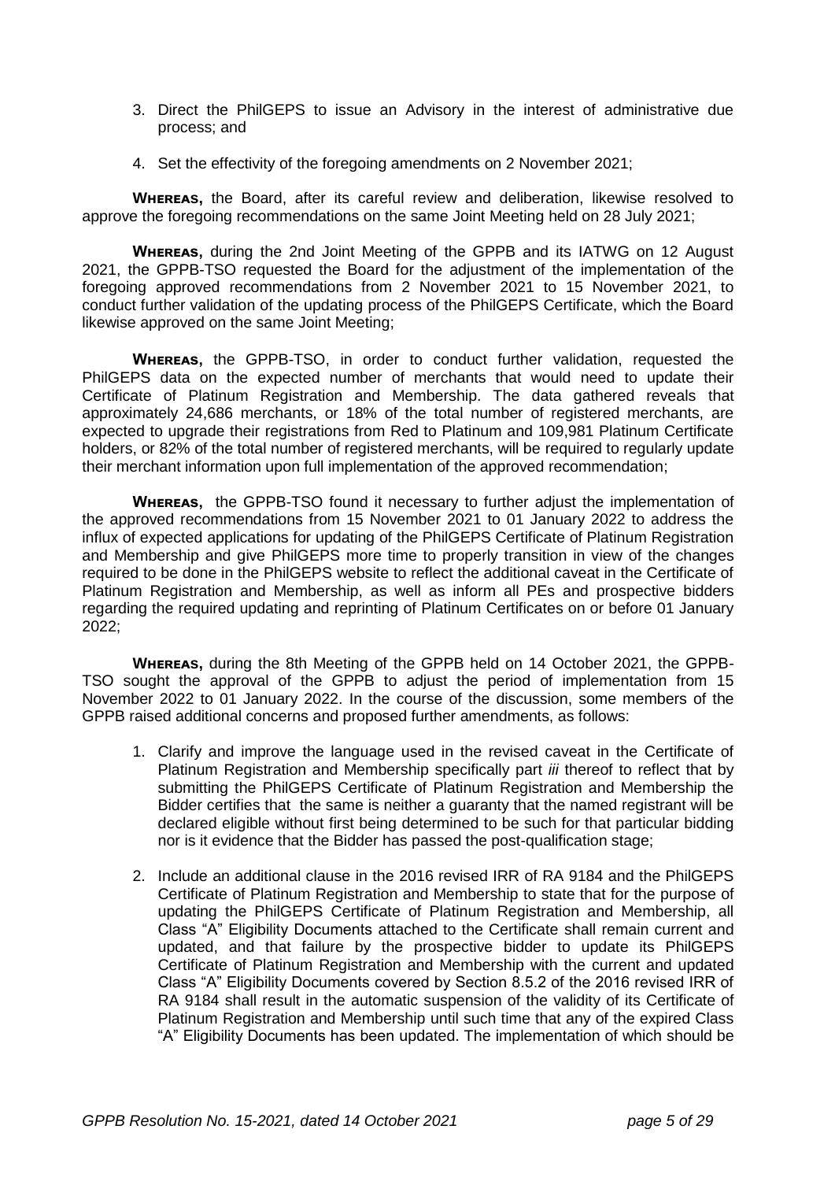3. Direct the PhilGEPS to issue an Advisory in the interest of administrative due process; and

4. Set the effectivity of the foregoing amendments on 2 November 2021;

**WHEREAS,** the Board, after its careful review and deliberation, likewise resolved to approve the foregoing recommendations on the same Joint Meeting held on 28 July 2021;

**WHEREAS,** during the 2nd Joint Meeting of the GPPB and its IATWG on 12 August 2021, the GPPB-TSO requested the Board for the adjustment of the implementation of the foregoing approved recommendations from 2 November 2021 to 15 November 2021, to conduct further validation of the updating process of the PhilGEPS Certificate, which the Board likewise approved on the same Joint Meeting;

**WHEREAS,** the GPPB-TSO, in order to conduct further validation, requested the PhilGEPS data on the expected number of merchants that would need to update their Certificate of Platinum Registration and Membership. The data gathered reveals that approximately 24,686 merchants, or 18% of the total number of registered merchants, are expected to upgrade their registrations from Red to Platinum and 109,981 Platinum Certificate holders, or 82% of the total number of registered merchants, will be required to regularly update their merchant information upon full implementation of the approved recommendation;

**WHEREAS,** the GPPB-TSO found it necessary to further adjust the implementation of the approved recommendations from 15 November 2021 to 01 January 2022 to address the influx of expected applications for updating of the PhilGEPS Certificate of Platinum Registration and Membership and give PhilGEPS more time to properly transition in view of the changes required to be done in the PhilGEPS website to reflect the additional caveat in the Certificate of Platinum Registration and Membership, as well as inform all PEs and prospective bidders regarding the required updating and reprinting of Platinum Certificates on or before 01 January 2022;

**WHEREAS,** during the 8th Meeting of the GPPB held on 14 October 2021, the GPPB-TSO sought the approval of the GPPB to adjust the period of implementation from 15 November 2022 to 01 January 2022. In the course of the discussion, some members of the GPPB raised additional concerns and proposed further amendments, as follows:

1. Clarify and improve the language used in the revised caveat in the Certificate of Platinum Registration and Membership specifically part *iii* thereof to reflect that by submitting the PhilGEPS Certificate of Platinum Registration and Membership the Bidder certifies that the same is neither a guaranty that the named registrant will be declared eligible without first being determined to be such for that particular bidding nor is it evidence that the Bidder has passed the post-qualification stage;

2. Include an additional clause in the 2016 revised IRR of RA 9184 and the PhilGEPS Certificate of Platinum Registration and Membership to state that for the purpose of updating the PhilGEPS Certificate of Platinum Registration and Membership, all Class "A" Eligibility Documents attached to the Certificate shall remain current and updated, and that failure by the prospective bidder to update its PhilGEPS Certificate of Platinum Registration and Membership with the current and updated Class "A" Eligibility Documents covered by Section 8.5.2 of the 2016 revised IRR of RA 9184 shall result in the automatic suspension of the validity of its Certificate of Platinum Registration and Membership until such time that any of the expired Class "A" Eligibility Documents has been updated. The implementation of which should be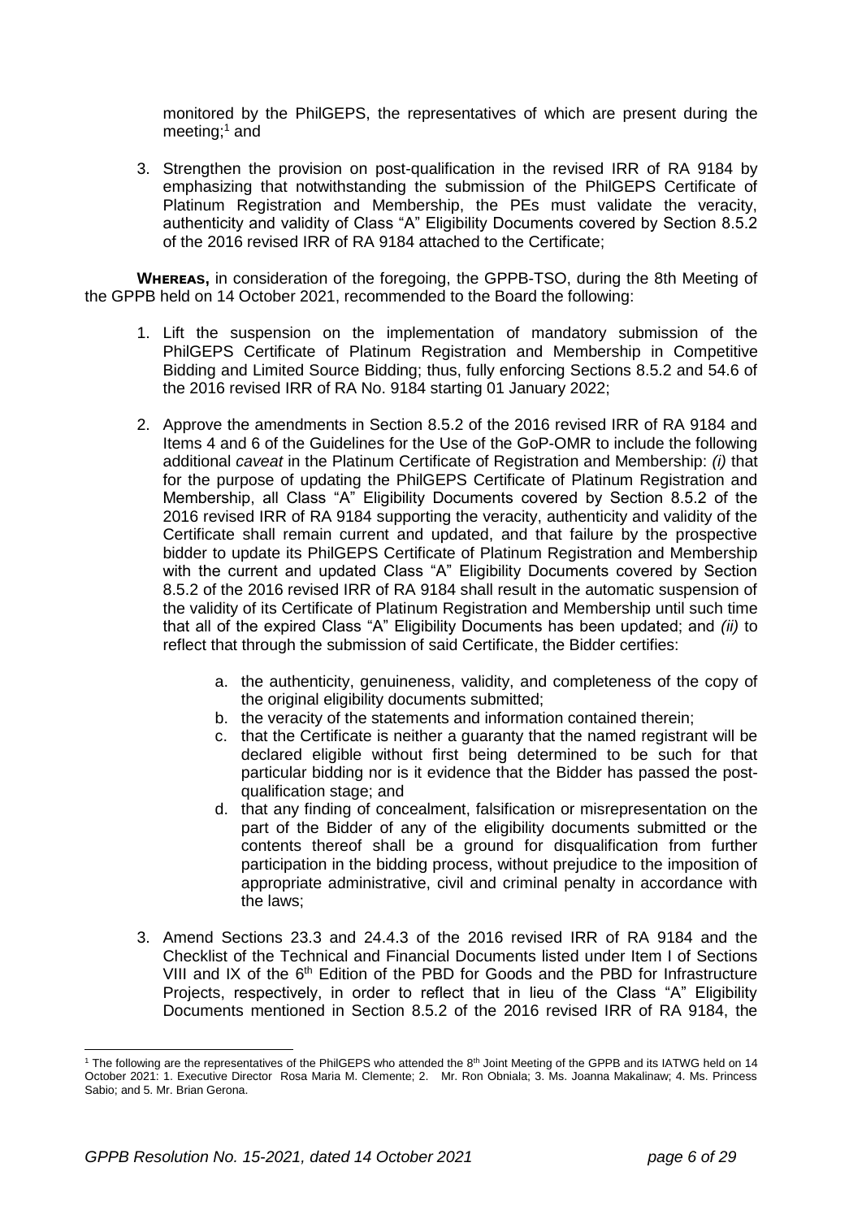monitored by the PhilGEPS, the representatives of which are present during the meeting;[1] and

3. Strengthen the provision on post-qualification in the revised IRR of RA 9184 by emphasizing that notwithstanding the submission of the PhilGEPS Certificate of Platinum Registration and Membership, the PEs must validate the veracity, authenticity and validity of Class "A" Eligibility Documents covered by Section 8.5.2 of the 2016 revised IRR of RA 9184 attached to the Certificate;

**WHEREAS,** in consideration of the foregoing, the GPPB-TSO, during the 8th Meeting of the GPPB held on 14 October 2021, recommended to the Board the following:

1. Lift the suspension on the implementation of mandatory submission of the PhilGEPS Certificate of Platinum Registration and Membership in Competitive Bidding and Limited Source Bidding; thus, fully enforcing Sections 8.5.2 and 54.6 of the 2016 revised IRR of RA No. 9184 starting 01 January 2022;

2. Approve the amendments in Section 8.5.2 of the 2016 revised IRR of RA 9184 and Items 4 and 6 of the Guidelines for the Use of the GoP-OMR to include the following additional *caveat* in the Platinum Certificate of Registration and Membership: *(i)* that for the purpose of updating the PhilGEPS Certificate of Platinum Registration and Membership, all Class "A" Eligibility Documents covered by Section 8.5.2 of the 2016 revised IRR of RA 9184 supporting the veracity, authenticity and validity of the Certificate shall remain current and updated, and that failure by the prospective bidder to update its PhilGEPS Certificate of Platinum Registration and Membership with the current and updated Class "A" Eligibility Documents covered by Section 8.5.2 of the 2016 revised IRR of RA 9184 shall result in the automatic suspension of the validity of its Certificate of Platinum Registration and Membership until such time that all of the expired Class "A" Eligibility Documents has been updated; and *(ii)* to reflect that through the submission of said Certificate, the Bidder certifies:

   a. the authenticity, genuineness, validity, and completeness of the copy of the original eligibility documents submitted;
   b. the veracity of the statements and information contained therein;
   c. that the Certificate is neither a guaranty that the named registrant will be declared eligible without first being determined to be such for that particular bidding nor is it evidence that the Bidder has passed the post-qualification stage; and
   d. that any finding of concealment, falsification or misrepresentation on the part of the Bidder of any of the eligibility documents submitted or the contents thereof shall be a ground for disqualification from further participation in the bidding process, without prejudice to the imposition of appropriate administrative, civil and criminal penalty in accordance with the laws;

3. Amend Sections 23.3 and 24.4.3 of the 2016 revised IRR of RA 9184 and the Checklist of the Technical and Financial Documents listed under Item I of Sections VIII and IX of the 6th Edition of the PBD for Goods and the PBD for Infrastructure Projects, respectively, in order to reflect that in lieu of the Class "A" Eligibility Documents mentioned in Section 8.5.2 of the 2016 revised IRR of RA 9184, the

[1] The following are the representatives of the PhilGEPS who attended the 8th Joint Meeting of the GPPB and its IATWG held on 14 October 2021: 1. Executive Director Rosa Maria M. Clemente; 2. Mr. Ron Obniala; 3. Ms. Joanna Makalinaw; 4. Ms. Princess Sabio; and 5. Mr. Brian Gerona.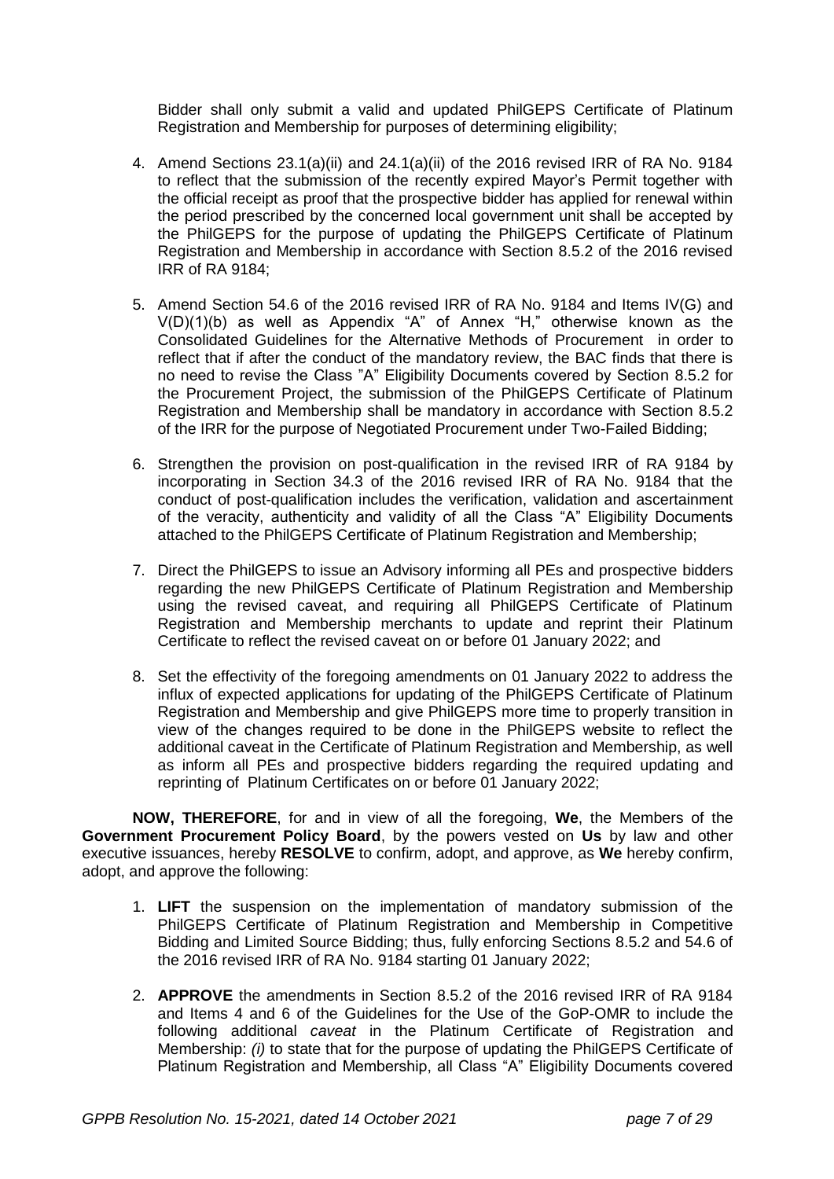Bidder shall only submit a valid and updated PhilGEPS Certificate of Platinum Registration and Membership for purposes of determining eligibility;

4. Amend Sections 23.1(a)(ii) and 24.1(a)(ii) of the 2016 revised IRR of RA No. 9184 to reflect that the submission of the recently expired Mayor's Permit together with the official receipt as proof that the prospective bidder has applied for renewal within the period prescribed by the concerned local government unit shall be accepted by the PhilGEPS for the purpose of updating the PhilGEPS Certificate of Platinum Registration and Membership in accordance with Section 8.5.2 of the 2016 revised IRR of RA 9184;

5. Amend Section 54.6 of the 2016 revised IRR of RA No. 9184 and Items IV(G) and V(D)(1)(b) as well as Appendix "A" of Annex "H," otherwise known as the Consolidated Guidelines for the Alternative Methods of Procurement in order to reflect that if after the conduct of the mandatory review, the BAC finds that there is no need to revise the Class "A" Eligibility Documents covered by Section 8.5.2 for the Procurement Project, the submission of the PhilGEPS Certificate of Platinum Registration and Membership shall be mandatory in accordance with Section 8.5.2 of the IRR for the purpose of Negotiated Procurement under Two-Failed Bidding;

6. Strengthen the provision on post-qualification in the revised IRR of RA 9184 by incorporating in Section 34.3 of the 2016 revised IRR of RA No. 9184 that the conduct of post-qualification includes the verification, validation and ascertainment of the veracity, authenticity and validity of all the Class "A" Eligibility Documents attached to the PhilGEPS Certificate of Platinum Registration and Membership;

7. Direct the PhilGEPS to issue an Advisory informing all PEs and prospective bidders regarding the new PhilGEPS Certificate of Platinum Registration and Membership using the revised caveat, and requiring all PhilGEPS Certificate of Platinum Registration and Membership merchants to update and reprint their Platinum Certificate to reflect the revised caveat on or before 01 January 2022; and

8. Set the effectivity of the foregoing amendments on 01 January 2022 to address the influx of expected applications for updating of the PhilGEPS Certificate of Platinum Registration and Membership and give PhilGEPS more time to properly transition in view of the changes required to be done in the PhilGEPS website to reflect the additional caveat in the Certificate of Platinum Registration and Membership, as well as inform all PEs and prospective bidders regarding the required updating and reprinting of Platinum Certificates on or before 01 January 2022;

**NOW, THEREFORE**, for and in view of all the foregoing, **We**, the Members of the **Government Procurement Policy Board**, by the powers vested on **Us** by law and other executive issuances, hereby **RESOLVE** to confirm, adopt, and approve, as **We** hereby confirm, adopt, and approve the following:

1. **LIFT** the suspension on the implementation of mandatory submission of the PhilGEPS Certificate of Platinum Registration and Membership in Competitive Bidding and Limited Source Bidding; thus, fully enforcing Sections 8.5.2 and 54.6 of the 2016 revised IRR of RA No. 9184 starting 01 January 2022;

2. **APPROVE** the amendments in Section 8.5.2 of the 2016 revised IRR of RA 9184 and Items 4 and 6 of the Guidelines for the Use of the GoP-OMR to include the following additional *caveat* in the Platinum Certificate of Registration and Membership: *(i)* to state that for the purpose of updating the PhilGEPS Certificate of Platinum Registration and Membership, all Class "A" Eligibility Documents covered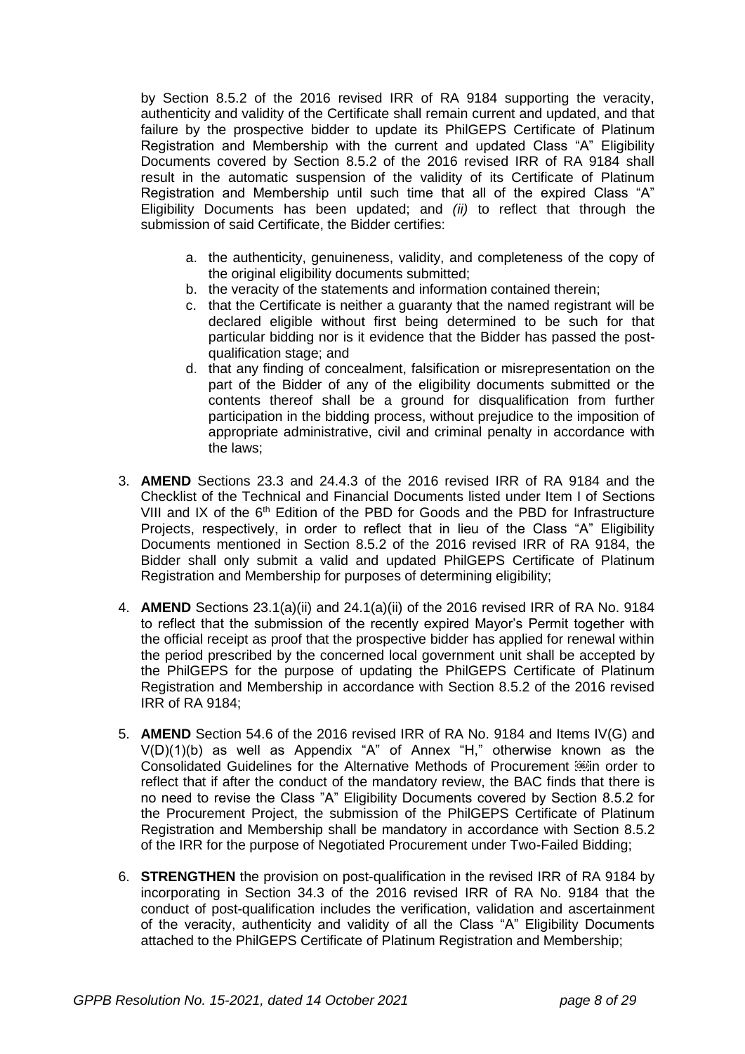by Section 8.5.2 of the 2016 revised IRR of RA 9184 supporting the veracity, authenticity and validity of the Certificate shall remain current and updated, and that failure by the prospective bidder to update its PhilGEPS Certificate of Platinum Registration and Membership with the current and updated Class "A" Eligibility Documents covered by Section 8.5.2 of the 2016 revised IRR of RA 9184 shall result in the automatic suspension of the validity of its Certificate of Platinum Registration and Membership until such time that all of the expired Class "A" Eligibility Documents has been updated; and *(ii)* to reflect that through the submission of said Certificate, the Bidder certifies:

a. the authenticity, genuineness, validity, and completeness of the copy of the original eligibility documents submitted;
b. the veracity of the statements and information contained therein;
c. that the Certificate is neither a guaranty that the named registrant will be declared eligible without first being determined to be such for that particular bidding nor is it evidence that the Bidder has passed the post-qualification stage; and
d. that any finding of concealment, falsification or misrepresentation on the part of the Bidder of any of the eligibility documents submitted or the contents thereof shall be a ground for disqualification from further participation in the bidding process, without prejudice to the imposition of appropriate administrative, civil and criminal penalty in accordance with the laws;

3. **AMEND** Sections 23.3 and 24.4.3 of the 2016 revised IRR of RA 9184 and the Checklist of the Technical and Financial Documents listed under Item I of Sections VIII and IX of the 6th Edition of the PBD for Goods and the PBD for Infrastructure Projects, respectively, in order to reflect that in lieu of the Class "A" Eligibility Documents mentioned in Section 8.5.2 of the 2016 revised IRR of RA 9184, the Bidder shall only submit a valid and updated PhilGEPS Certificate of Platinum Registration and Membership for purposes of determining eligibility;

4. **AMEND** Sections 23.1(a)(ii) and 24.1(a)(ii) of the 2016 revised IRR of RA No. 9184 to reflect that the submission of the recently expired Mayor's Permit together with the official receipt as proof that the prospective bidder has applied for renewal within the period prescribed by the concerned local government unit shall be accepted by the PhilGEPS for the purpose of updating the PhilGEPS Certificate of Platinum Registration and Membership in accordance with Section 8.5.2 of the 2016 revised IRR of RA 9184;

5. **AMEND** Section 54.6 of the 2016 revised IRR of RA No. 9184 and Items IV(G) and V(D)(1)(b) as well as Appendix "A" of Annex "H," otherwise known as the Consolidated Guidelines for the Alternative Methods of Procurement in order to reflect that if after the conduct of the mandatory review, the BAC finds that there is no need to revise the Class "A" Eligibility Documents covered by Section 8.5.2 for the Procurement Project, the submission of the PhilGEPS Certificate of Platinum Registration and Membership shall be mandatory in accordance with Section 8.5.2 of the IRR for the purpose of Negotiated Procurement under Two-Failed Bidding;

6. **STRENGTHEN** the provision on post-qualification in the revised IRR of RA 9184 by incorporating in Section 34.3 of the 2016 revised IRR of RA No. 9184 that the conduct of post-qualification includes the verification, validation and ascertainment of the veracity, authenticity and validity of all the Class "A" Eligibility Documents attached to the PhilGEPS Certificate of Platinum Registration and Membership;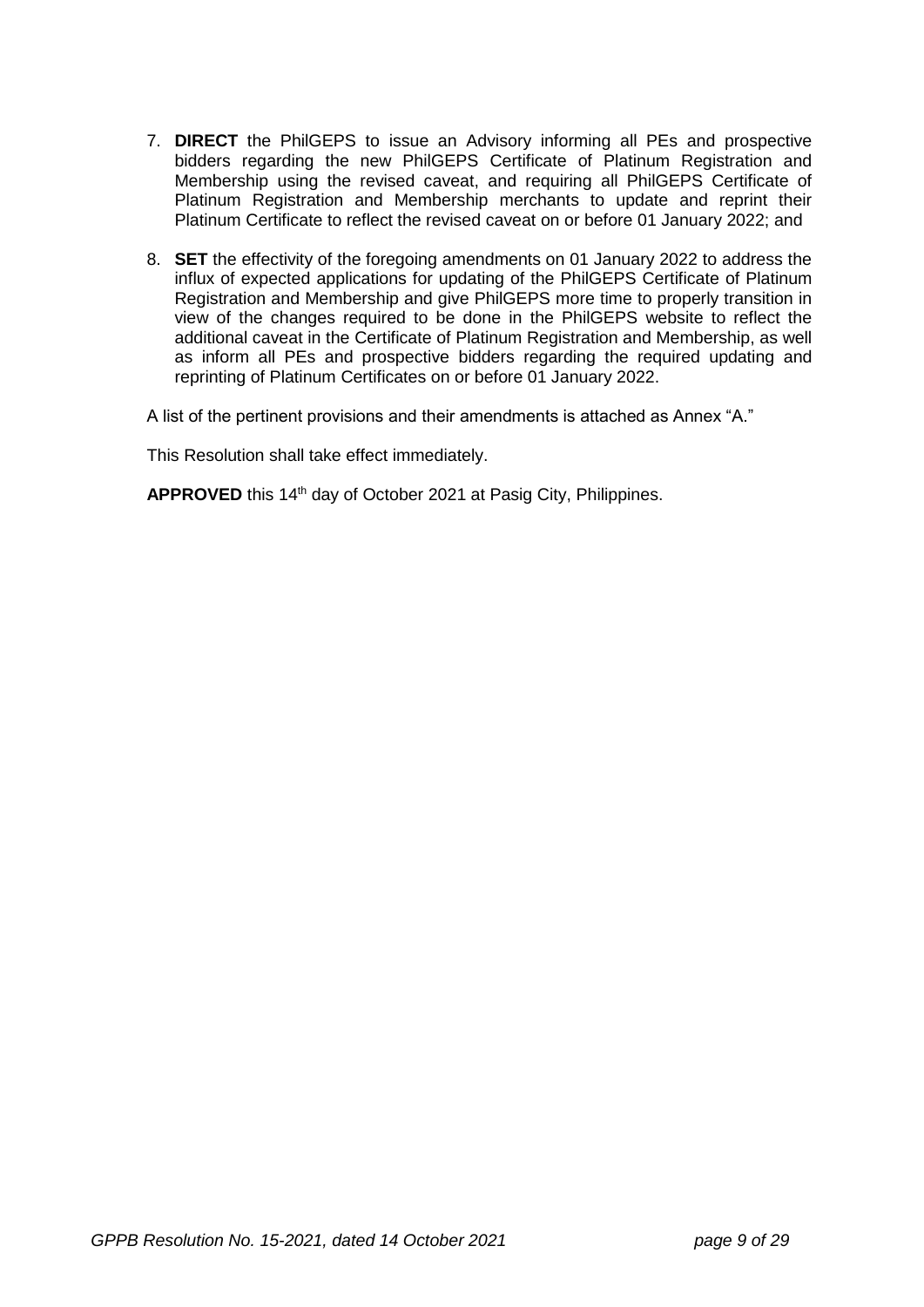7. **DIRECT** the PhilGEPS to issue an Advisory informing all PEs and prospective bidders regarding the new PhilGEPS Certificate of Platinum Registration and Membership using the revised caveat, and requiring all PhilGEPS Certificate of Platinum Registration and Membership merchants to update and reprint their Platinum Certificate to reflect the revised caveat on or before 01 January 2022; and

8. **SET** the effectivity of the foregoing amendments on 01 January 2022 to address the influx of expected applications for updating of the PhilGEPS Certificate of Platinum Registration and Membership and give PhilGEPS more time to properly transition in view of the changes required to be done in the PhilGEPS website to reflect the additional caveat in the Certificate of Platinum Registration and Membership, as well as inform all PEs and prospective bidders regarding the required updating and reprinting of Platinum Certificates on or before 01 January 2022.

A list of the pertinent provisions and their amendments is attached as Annex "A."

This Resolution shall take effect immediately.

**APPROVED** this 14th day of October 2021 at Pasig City, Philippines.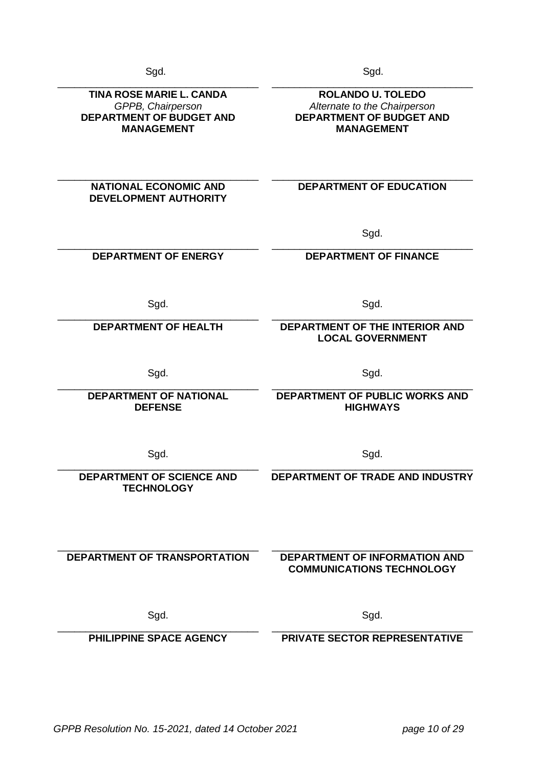| Sgd. | Sgd. |
|---|---|
| **TINA ROSE MARIE L. CANDA**<br>*GPPB, Chairperson*<br>**DEPARTMENT OF BUDGET AND MANAGEMENT** | **ROLANDO U. TOLEDO**<br>*Alternate to the Chairperson*<br>**DEPARTMENT OF BUDGET AND MANAGEMENT** |
| | |
| **NATIONAL ECONOMIC AND DEVELOPMENT AUTHORITY** | **DEPARTMENT OF EDUCATION** |
| | Sgd. |
| **DEPARTMENT OF ENERGY** | **DEPARTMENT OF FINANCE** |
| Sgd. | Sgd. |
| **DEPARTMENT OF HEALTH** | **DEPARTMENT OF THE INTERIOR AND LOCAL GOVERNMENT** |
| Sgd. | Sgd. |
| **DEPARTMENT OF NATIONAL DEFENSE** | **DEPARTMENT OF PUBLIC WORKS AND HIGHWAYS** |
| Sgd. | Sgd. |
| **DEPARTMENT OF SCIENCE AND TECHNOLOGY** | **DEPARTMENT OF TRADE AND INDUSTRY** |
| | |
| **DEPARTMENT OF TRANSPORTATION** | **DEPARTMENT OF INFORMATION AND COMMUNICATIONS TECHNOLOGY** |
| Sgd. | Sgd. |
| **PHILIPPINE SPACE AGENCY** | **PRIVATE SECTOR REPRESENTATIVE** |

*GPPB Resolution No. 15-2021, dated 14 October 2021*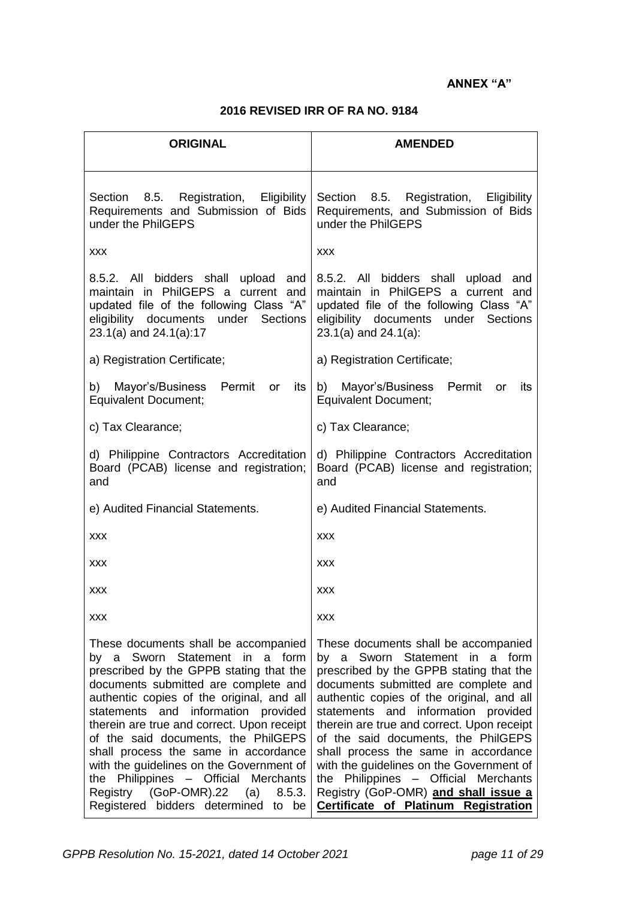**ANNEX "A"**

**2016 REVISED IRR OF RA NO. 9184**

| ORIGINAL | AMENDED |
|---|---|
| Section 8.5. Registration, Eligibility Requirements and Submission of Bids under the PhilGEPS | Section 8.5. Registration, Eligibility Requirements, and Submission of Bids under the PhilGEPS |
| xxx | xxx |
| 8.5.2. All bidders shall upload and maintain in PhilGEPS a current and updated file of the following Class "A" eligibility documents under Sections 23.1(a) and 24.1(a):17 | 8.5.2. All bidders shall upload and maintain in PhilGEPS a current and updated file of the following Class "A" eligibility documents under Sections 23.1(a) and 24.1(a): |
| a) Registration Certificate; | a) Registration Certificate; |
| b) Mayor's/Business Permit or its Equivalent Document; | b) Mayor's/Business Permit or its Equivalent Document; |
| c) Tax Clearance; | c) Tax Clearance; |
| d) Philippine Contractors Accreditation Board (PCAB) license and registration; and | d) Philippine Contractors Accreditation Board (PCAB) license and registration; and |
| e) Audited Financial Statements. | e) Audited Financial Statements. |
| xxx | xxx |
| xxx | xxx |
| xxx | xxx |
| xxx | xxx |
| These documents shall be accompanied by a Sworn Statement in a form prescribed by the GPPB stating that the documents submitted are complete and authentic copies of the original, and all statements and information provided therein are true and correct. Upon receipt of the said documents, the PhilGEPS shall process the same in accordance with the guidelines on the Government of the Philippines – Official Merchants Registry (GoP-OMR).22 (a) 8.5.3. Registered bidders determined to be | These documents shall be accompanied by a Sworn Statement in a form prescribed by the GPPB stating that the documents submitted are complete and authentic copies of the original, and all statements and information provided therein are true and correct. Upon receipt of the said documents, the PhilGEPS shall process the same in accordance with the guidelines on the Government of the Philippines – Official Merchants Registry (GoP-OMR) **and shall issue a Certificate of Platinum Registration** |

*GPPB Resolution No. 15-2021, dated 14 October 2021*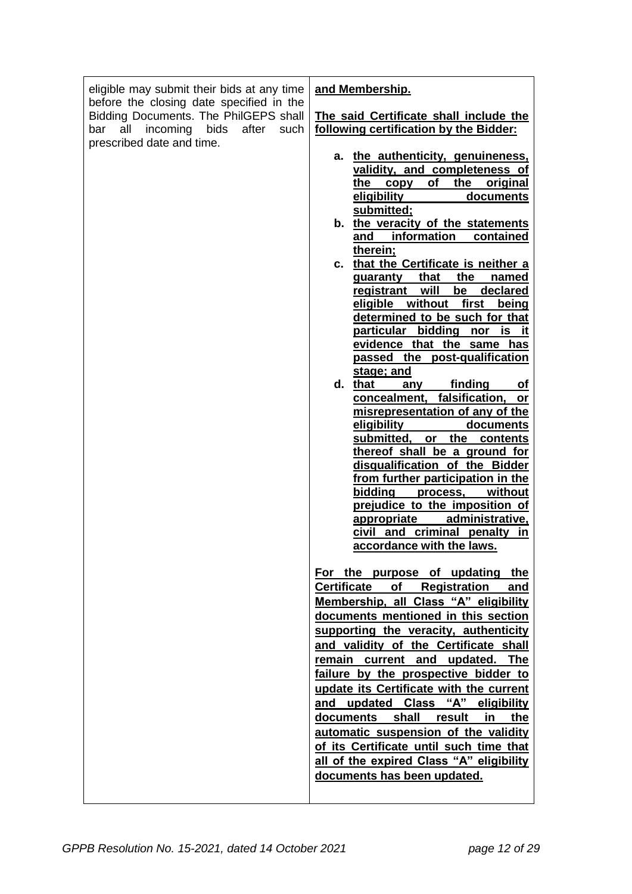| | |
|---|---|
| eligible may submit their bids at any time before the closing date specified in the Bidding Documents. The PhilGEPS shall bar all incoming bids after such prescribed date and time. | **and Membership.**<br><br>**The said Certificate shall include the following certification by the Bidder:**<br><br>**a. the authenticity, genuineness, validity, and completeness of the copy of the original eligibility documents submitted;**<br>**b. the veracity of the statements and information contained therein;**<br>**c. that the Certificate is neither a guaranty that the named registrant will be declared eligible without first being determined to be such for that particular bidding nor is it evidence that the same has passed the post-qualification stage; and**<br>**d. that any finding of concealment, falsification, or misrepresentation of any of the eligibility documents submitted, or the contents thereof shall be a ground for disqualification of the Bidder from further participation in the bidding process, without prejudice to the imposition of appropriate administrative, civil and criminal penalty in accordance with the laws.**<br><br>**For the purpose of updating the Certificate of Registration and Membership, all Class "A" eligibility documents mentioned in this section supporting the veracity, authenticity and validity of the Certificate shall remain current and updated. The failure by the prospective bidder to update its Certificate with the current and updated Class "A" eligibility documents shall result in the automatic suspension of the validity of its Certificate until such time that all of the expired Class "A" eligibility documents has been updated.** |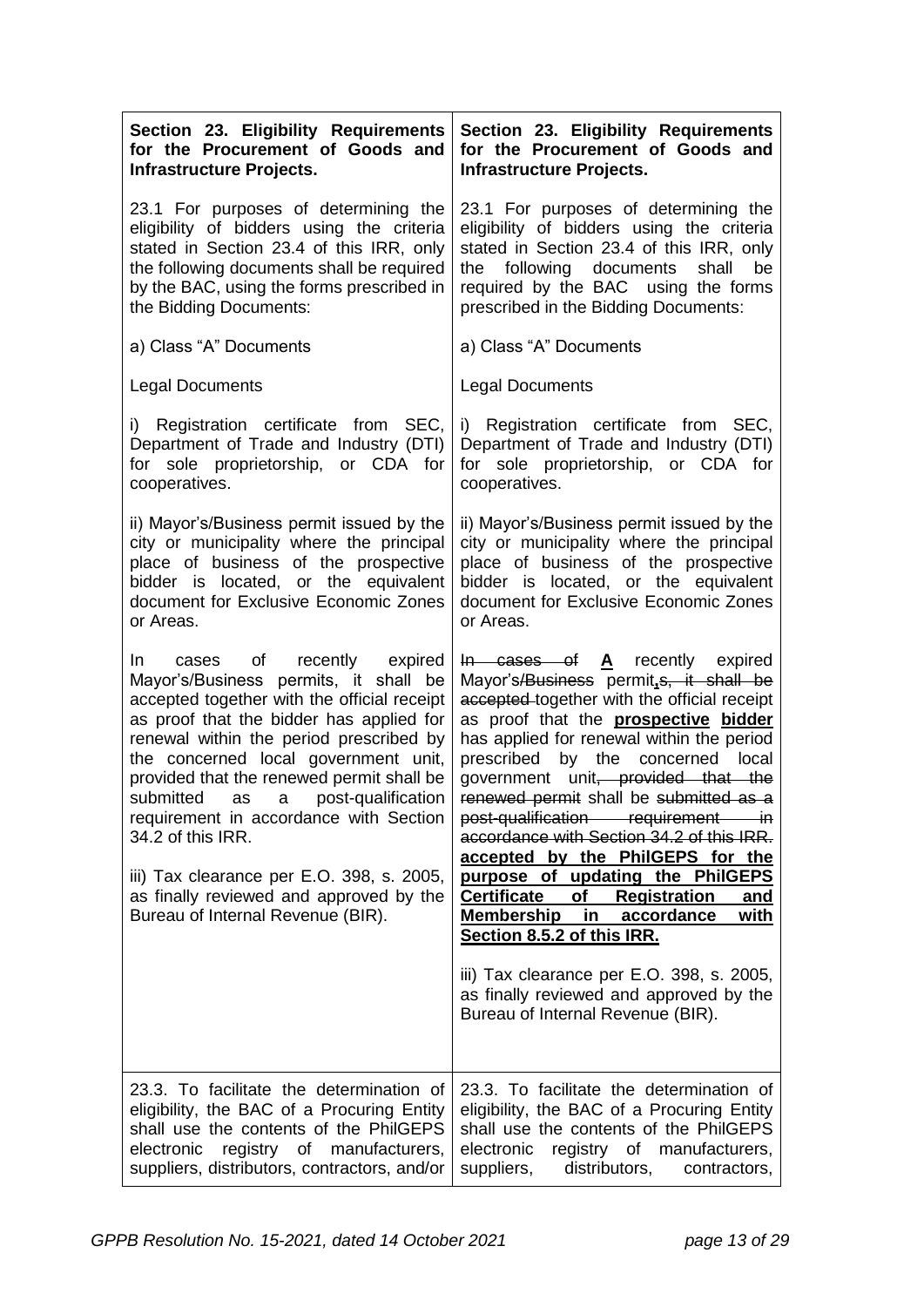| Section 23. Eligibility Requirements for the Procurement of Goods and Infrastructure Projects. | Section 23. Eligibility Requirements for the Procurement of Goods and Infrastructure Projects. |
|---|---|
| 23.1 For purposes of determining the eligibility of bidders using the criteria stated in Section 23.4 of this IRR, only the following documents shall be required by the BAC, using the forms prescribed in the Bidding Documents: | 23.1 For purposes of determining the eligibility of bidders using the criteria stated in Section 23.4 of this IRR, only the following documents shall be required by the BAC using the forms prescribed in the Bidding Documents: |
| a) Class "A" Documents | a) Class "A" Documents |
| Legal Documents | Legal Documents |
| i) Registration certificate from SEC, Department of Trade and Industry (DTI) for sole proprietorship, or CDA for cooperatives. | i) Registration certificate from SEC, Department of Trade and Industry (DTI) for sole proprietorship, or CDA for cooperatives. |
| ii) Mayor's/Business permit issued by the city or municipality where the principal place of business of the prospective bidder is located, or the equivalent document for Exclusive Economic Zones or Areas. | ii) Mayor's/Business permit issued by the city or municipality where the principal place of business of the prospective bidder is located, or the equivalent document for Exclusive Economic Zones or Areas. |
| In cases of recently expired Mayor's/Business permits, it shall be accepted together with the official receipt as proof that the bidder has applied for renewal within the period prescribed by the concerned local government unit, provided that the renewed permit shall be submitted as a post-qualification requirement in accordance with Section 34.2 of this IRR. | ~~In cases of~~ **<u>A</u>** recently expired Mayor's~~/Business~~ permit**<u>,</u>**~~s, it shall be accepted~~ together with the official receipt as proof that the **<u>prospective</u>** **<u>bidder</u>** has applied for renewal within the period prescribed by the concerned local government unit~~, provided that the renewed permit~~ shall be ~~submitted as a post-qualification requirement in accordance with Section 34.2 of this IRR.~~ **<u>accepted by the PhilGEPS for the purpose of updating the PhilGEPS Certificate of Registration and Membership in accordance with Section 8.5.2 of this IRR.</u>** |
| iii) Tax clearance per E.O. 398, s. 2005, as finally reviewed and approved by the Bureau of Internal Revenue (BIR). | iii) Tax clearance per E.O. 398, s. 2005, as finally reviewed and approved by the Bureau of Internal Revenue (BIR). |
| 23.3. To facilitate the determination of eligibility, the BAC of a Procuring Entity shall use the contents of the PhilGEPS electronic registry of manufacturers, suppliers, distributors, contractors, and/or | 23.3. To facilitate the determination of eligibility, the BAC of a Procuring Entity shall use the contents of the PhilGEPS electronic registry of manufacturers, suppliers, distributors, contractors, |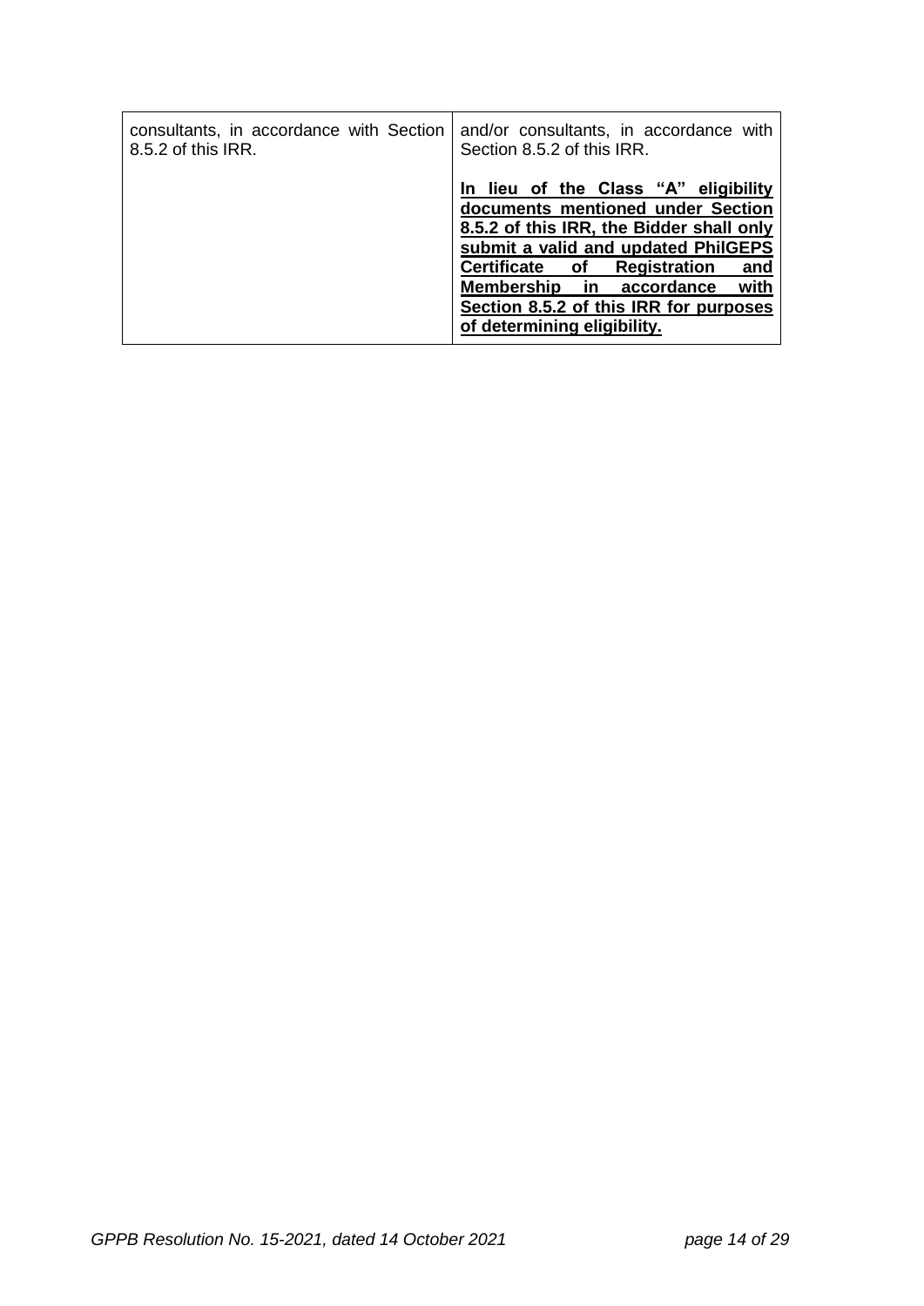| | |
|---|---|
| consultants, in accordance with Section 8.5.2 of this IRR. | and/or consultants, in accordance with Section 8.5.2 of this IRR.<br><br>**<u>In lieu of the Class "A" eligibility documents mentioned under Section 8.5.2 of this IRR, the Bidder shall only submit a valid and updated PhilGEPS Certificate of Registration and Membership in accordance with Section 8.5.2 of this IRR for purposes of determining eligibility.</u>** |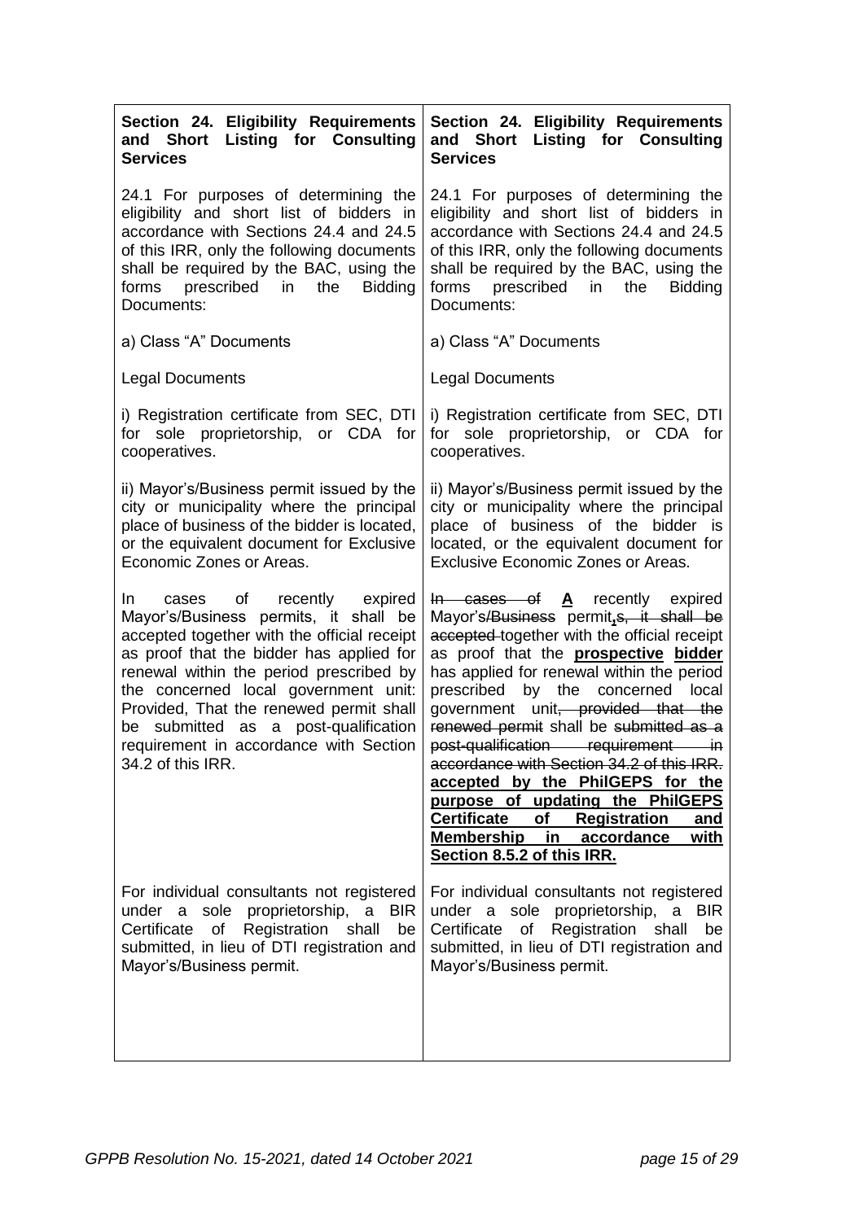| Section 24. Eligibility Requirements and Short Listing for Consulting Services | Section 24. Eligibility Requirements and Short Listing for Consulting Services |
|---|---|
| 24.1 For purposes of determining the eligibility and short list of bidders in accordance with Sections 24.4 and 24.5 of this IRR, only the following documents shall be required by the BAC, using the forms prescribed in the Bidding Documents: | 24.1 For purposes of determining the eligibility and short list of bidders in accordance with Sections 24.4 and 24.5 of this IRR, only the following documents shall be required by the BAC, using the forms prescribed in the Bidding Documents: |
| a) Class "A" Documents | a) Class "A" Documents |
| Legal Documents | Legal Documents |
| i) Registration certificate from SEC, DTI for sole proprietorship, or CDA for cooperatives. | i) Registration certificate from SEC, DTI for sole proprietorship, or CDA for cooperatives. |
| ii) Mayor's/Business permit issued by the city or municipality where the principal place of business of the bidder is located, or the equivalent document for Exclusive Economic Zones or Areas. | ii) Mayor's/Business permit issued by the city or municipality where the principal place of business of the bidder is located, or the equivalent document for Exclusive Economic Zones or Areas. |
| In cases of recently expired Mayor's/Business permits, it shall be accepted together with the official receipt as proof that the bidder has applied for renewal within the period prescribed by the concerned local government unit: Provided, That the renewed permit shall be submitted as a post-qualification requirement in accordance with Section 34.2 of this IRR. | ~~In cases of~~ **<u>A</u>** recently expired Mayor's~~/Business~~ permit**<u>,</u>**~~s, it shall be accepted~~ together with the official receipt as proof that the **<u>prospective bidder</u>** has applied for renewal within the period prescribed by the concerned local government unit~~, provided that the renewed permit~~ shall be ~~submitted as a post-qualification requirement in accordance with Section 34.2 of this IRR.~~ **<u>accepted by the PhilGEPS for the purpose of updating the PhilGEPS Certificate of Registration and Membership in accordance with Section 8.5.2 of this IRR.</u>** |
| For individual consultants not registered under a sole proprietorship, a BIR Certificate of Registration shall be submitted, in lieu of DTI registration and Mayor's/Business permit. | For individual consultants not registered under a sole proprietorship, a BIR Certificate of Registration shall be submitted, in lieu of DTI registration and Mayor's/Business permit. |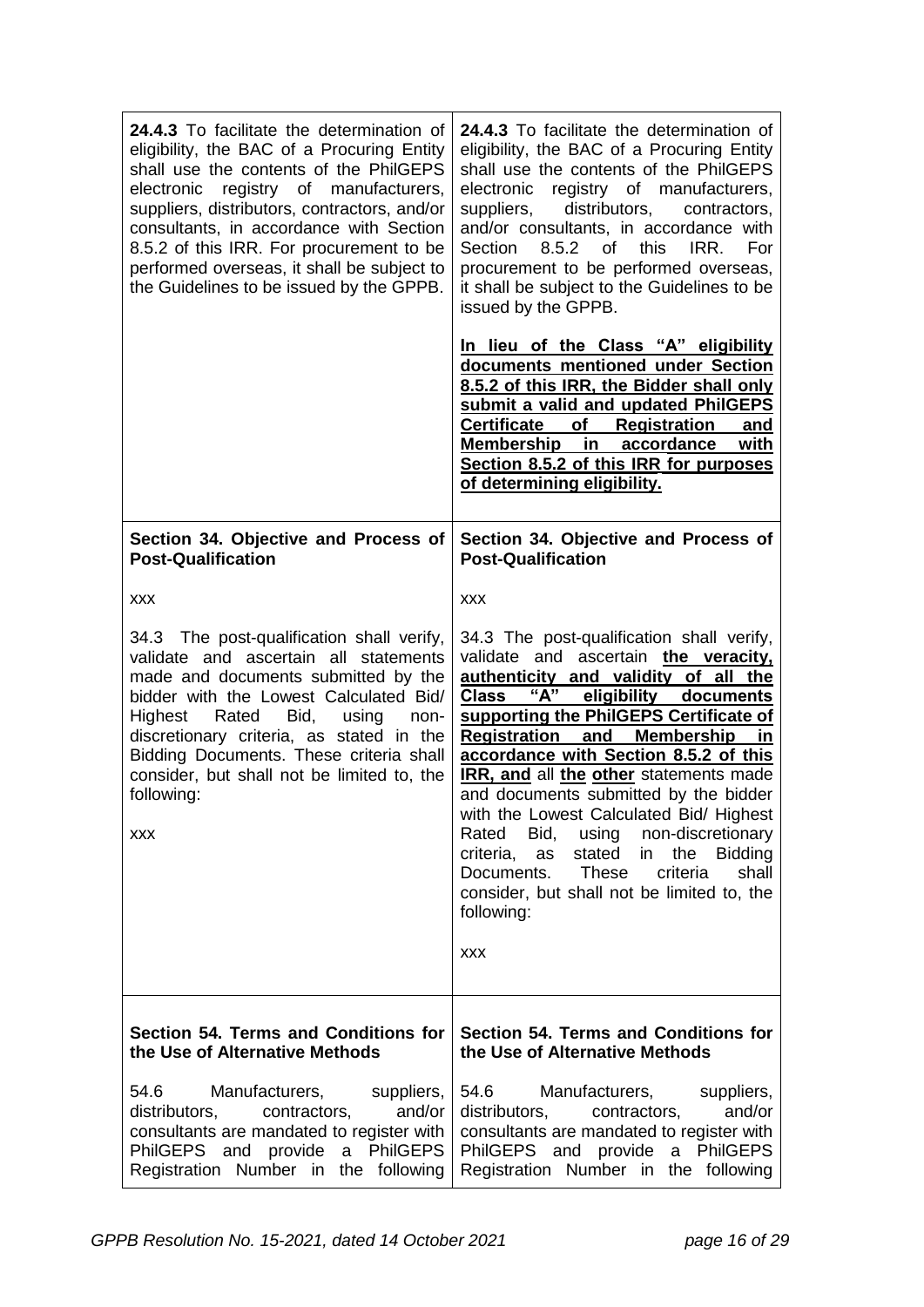| | |
|---|---|
| **24.4.3** To facilitate the determination of eligibility, the BAC of a Procuring Entity shall use the contents of the PhilGEPS electronic registry of manufacturers, suppliers, distributors, contractors, and/or consultants, in accordance with Section 8.5.2 of this IRR. For procurement to be performed overseas, it shall be subject to the Guidelines to be issued by the GPPB. | **24.4.3** To facilitate the determination of eligibility, the BAC of a Procuring Entity shall use the contents of the PhilGEPS electronic registry of manufacturers, suppliers, distributors, contractors, and/or consultants, in accordance with Section 8.5.2 of this IRR. For procurement to be performed overseas, it shall be subject to the Guidelines to be issued by the GPPB.<br><br>**In lieu of the Class "A" eligibility documents mentioned under Section 8.5.2 of this IRR, the Bidder shall only submit a valid and updated PhilGEPS Certificate of Registration and Membership in accordance with Section 8.5.2 of this IRR for purposes of determining eligibility.** |
| **Section 34. Objective and Process of Post-Qualification**<br><br>xxx<br><br>34.3 The post-qualification shall verify, validate and ascertain all statements made and documents submitted by the bidder with the Lowest Calculated Bid/ Highest Rated Bid, using non-discretionary criteria, as stated in the Bidding Documents. These criteria shall consider, but shall not be limited to, the following:<br><br>xxx | **Section 34. Objective and Process of Post-Qualification**<br><br>xxx<br><br>34.3 The post-qualification shall verify, validate and ascertain **the veracity, authenticity and validity of all the Class "A" eligibility documents supporting the PhilGEPS Certificate of Registration and Membership in accordance with Section 8.5.2 of this IRR, and** all **the other** statements made and documents submitted by the bidder with the Lowest Calculated Bid/ Highest Rated Bid, using non-discretionary criteria, as stated in the Bidding Documents. These criteria shall consider, but shall not be limited to, the following:<br><br>xxx |
| **Section 54. Terms and Conditions for the Use of Alternative Methods**<br><br>54.6 Manufacturers, suppliers, distributors, contractors, and/or consultants are mandated to register with PhilGEPS and provide a PhilGEPS Registration Number in the following | **Section 54. Terms and Conditions for the Use of Alternative Methods**<br><br>54.6 Manufacturers, suppliers, distributors, contractors, and/or consultants are mandated to register with PhilGEPS and provide a PhilGEPS Registration Number in the following |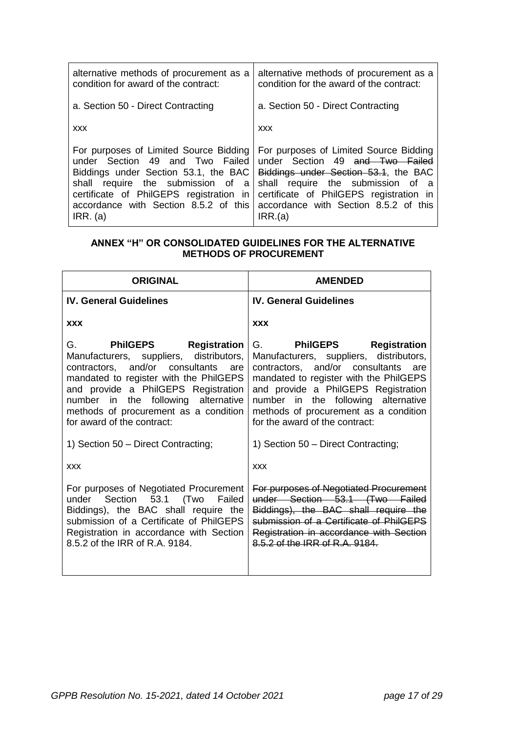| | |
|---|---|
| alternative methods of procurement as a condition for award of the contract:<br><br>a. Section 50 - Direct Contracting<br><br>xxx<br><br>For purposes of Limited Source Bidding under Section 49 and Two Failed Biddings under Section 53.1, the BAC shall require the submission of a certificate of PhilGEPS registration in accordance with Section 8.5.2 of this IRR. (a) | alternative methods of procurement as a condition for the award of the contract:<br><br>a. Section 50 - Direct Contracting<br><br>xxx<br><br>For purposes of Limited Source Bidding under Section 49 ~~and Two Failed Biddings under Section 53.1~~, the BAC shall require the submission of a certificate of PhilGEPS registration in accordance with Section 8.5.2 of this IRR.(a) |

**ANNEX "H" OR CONSOLIDATED GUIDELINES FOR THE ALTERNATIVE METHODS OF PROCUREMENT**

| ORIGINAL | AMENDED |
|---|---|
| **IV. General Guidelines**<br><br>**xxx**<br><br>G. **PhilGEPS Registration** Manufacturers, suppliers, distributors, contractors, and/or consultants are mandated to register with the PhilGEPS and provide a PhilGEPS Registration number in the following alternative methods of procurement as a condition for award of the contract:<br><br>1) Section 50 – Direct Contracting;<br><br>xxx<br><br>For purposes of Negotiated Procurement under Section 53.1 (Two Failed Biddings), the BAC shall require the submission of a Certificate of PhilGEPS Registration in accordance with Section 8.5.2 of the IRR of R.A. 9184. | **IV. General Guidelines**<br><br>**xxx**<br><br>G. **PhilGEPS Registration** Manufacturers, suppliers, distributors, contractors, and/or consultants are mandated to register with the PhilGEPS and provide a PhilGEPS Registration number in the following alternative methods of procurement as a condition for the award of the contract:<br><br>1) Section 50 – Direct Contracting;<br><br>xxx<br><br>~~For purposes of Negotiated Procurement under Section 53.1 (Two Failed Biddings), the BAC shall require the submission of a Certificate of PhilGEPS Registration in accordance with Section 8.5.2 of the IRR of R.A. 9184.~~ |

*GPPB Resolution No. 15-2021, dated 14 October 2021*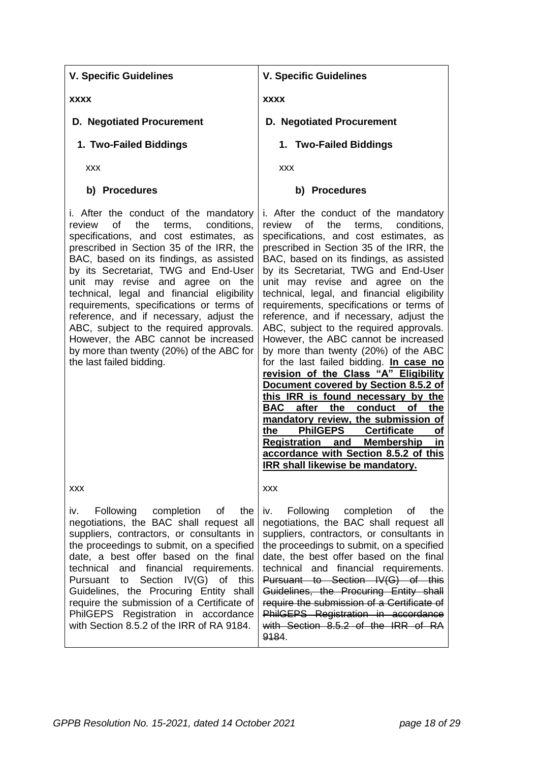| V. Specific Guidelines | V. Specific Guidelines |
|---|---|
| **xxxx** | **xxxx** |
| **D. Negotiated Procurement** | **D. Negotiated Procurement** |
| **1. Two-Failed Biddings** | **1. Two-Failed Biddings** |
| xxx | xxx |
| **b) Procedures** | **b) Procedures** |
| i. After the conduct of the mandatory review of the terms, conditions, specifications, and cost estimates, as prescribed in Section 35 of the IRR, the BAC, based on its findings, as assisted by its Secretariat, TWG and End-User unit may revise and agree on the technical, legal and financial eligibility requirements, specifications or terms of reference, and if necessary, adjust the ABC, subject to the required approvals. However, the ABC cannot be increased by more than twenty (20%) of the ABC for the last failed bidding. | i. After the conduct of the mandatory review of the terms, conditions, specifications, and cost estimates, as prescribed in Section 35 of the IRR, the BAC, based on its findings, as assisted by its Secretariat, TWG and End-User unit may revise and agree on the technical, legal, and financial eligibility requirements, specifications or terms of reference, and if necessary, adjust the ABC, subject to the required approvals. However, the ABC cannot be increased by more than twenty (20%) of the ABC for the last failed bidding. **<u>In case no revision of the Class "A" Eligibility Document covered by Section 8.5.2 of this IRR is found necessary by the BAC after the conduct of the mandatory review, the submission of the PhilGEPS Certificate of Registration and Membership in accordance with Section 8.5.2 of this IRR shall likewise be mandatory.</u>** |
| xxx | xxx |
| iv. Following completion of the negotiations, the BAC shall request all suppliers, contractors, or consultants in the proceedings to submit, on a specified date, a best offer based on the final technical and financial requirements. Pursuant to Section IV(G) of this Guidelines, the Procuring Entity shall require the submission of a Certificate of PhilGEPS Registration in accordance with Section 8.5.2 of the IRR of RA 9184. | iv. Following completion of the negotiations, the BAC shall request all suppliers, contractors, or consultants in the proceedings to submit, on a specified date, a best offer based on the final technical and financial requirements. ~~Pursuant to Section IV(G) of this Guidelines, the Procuring Entity shall require the submission of a Certificate of PhilGEPS Registration in accordance with Section 8.5.2 of the IRR of RA 9184~~. |

*GPPB Resolution No. 15-2021, dated 14 October 2021*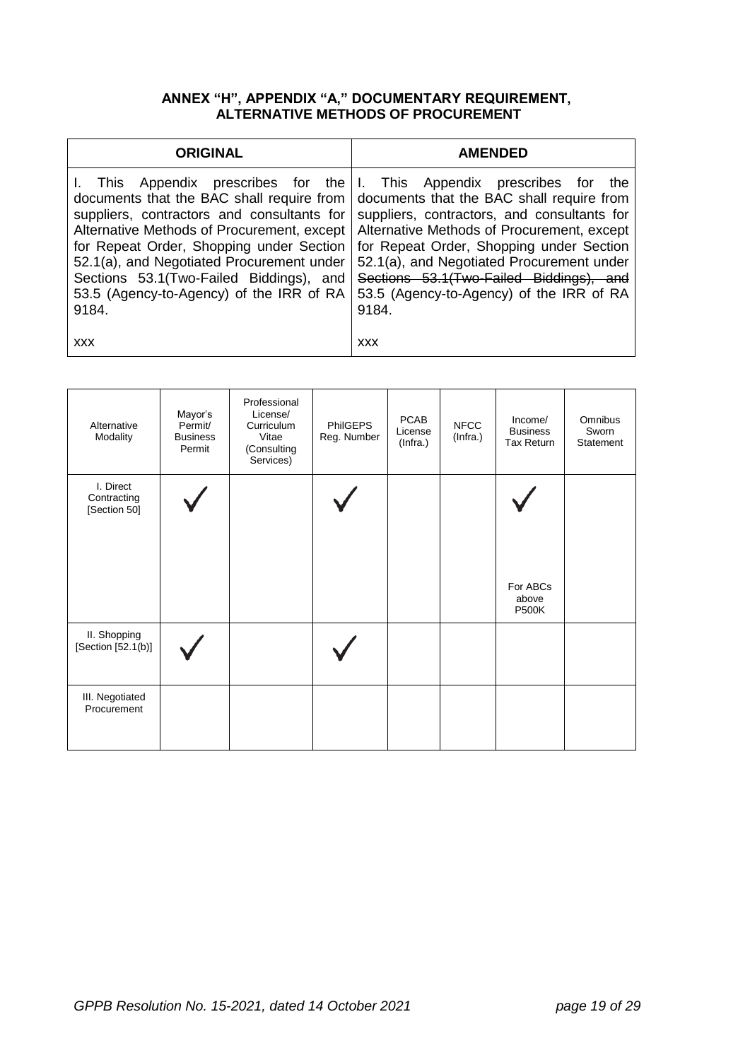**ANNEX "H", APPENDIX "A," DOCUMENTARY REQUIREMENT, ALTERNATIVE METHODS OF PROCUREMENT**

| ORIGINAL | AMENDED |
|---|---|
| I. This Appendix prescribes for the documents that the BAC shall require from suppliers, contractors and consultants for Alternative Methods of Procurement, except for Repeat Order, Shopping under Section 52.1(a), and Negotiated Procurement under Sections 53.1(Two-Failed Biddings), and 53.5 (Agency-to-Agency) of the IRR of RA 9184.<br><br>xxx | I. This Appendix prescribes for the documents that the BAC shall require from suppliers, contractors, and consultants for Alternative Methods of Procurement, except for Repeat Order, Shopping under Section 52.1(a), and Negotiated Procurement under ~~Sections 53.1(Two-Failed Biddings), and~~ 53.5 (Agency-to-Agency) of the IRR of RA 9184.<br><br>xxx |

| Alternative Modality | Mayor's Permit/ Business Permit | Professional License/ Curriculum Vitae (Consulting Services) | PhilGEPS Reg. Number | PCAB License (Infra.) | NFCC (Infra.) | Income/ Business Tax Return | Omnibus Sworn Statement |
|---|---|---|---|---|---|---|---|
| I. Direct Contracting [Section 50] | ✓ | | ✓ | | | ✓<br>For ABCs above P500K | |
| II. Shopping [Section [52.1(b)] | ✓ | | ✓ | | | | |
| III. Negotiated Procurement | | | | | | | |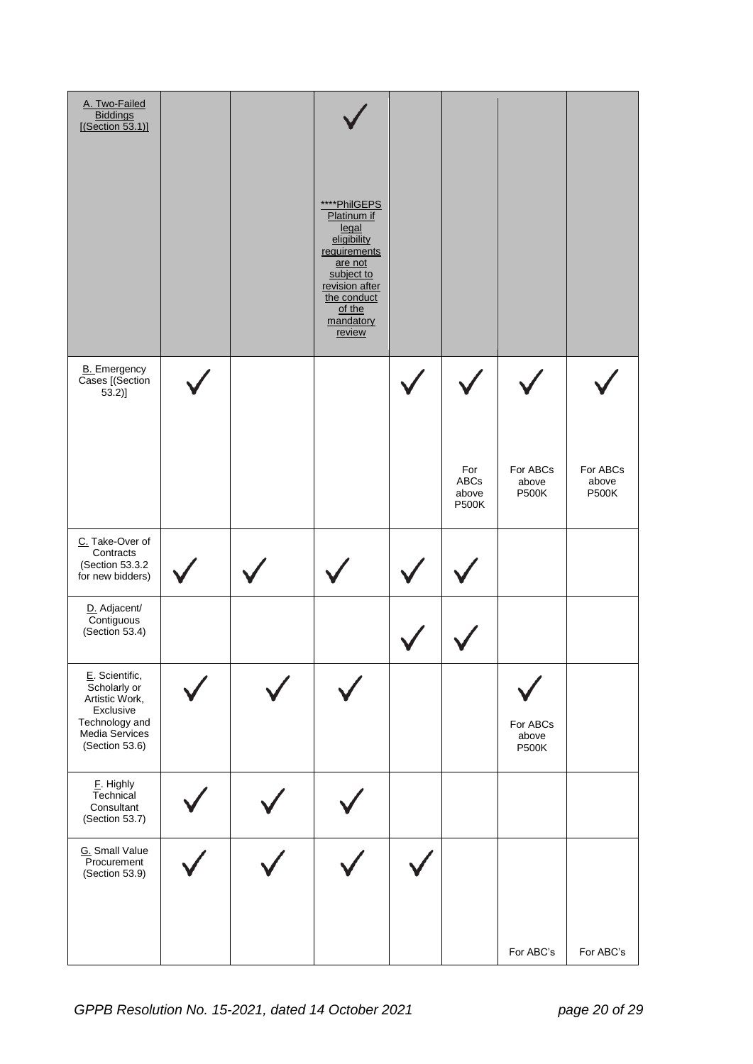| | | | | | | | |
|---|---|---|---|---|---|---|---|
| A. Two-Failed Biddings [(Section 53.1)] | | | ✓<br><br>****PhilGEPS Platinum if legal eligibility requirements are not subject to revision after the conduct of the mandatory review | | | | |
| B. Emergency Cases [(Section 53.2)] | ✓ | | | ✓ | ✓<br><br>For ABCs above P500K | ✓<br><br>For ABCs above P500K | ✓<br><br>For ABCs above P500K |
| C. Take-Over of Contracts (Section 53.3.2 for new bidders) | ✓ | ✓ | ✓ | ✓ | ✓ | | |
| D. Adjacent/ Contiguous (Section 53.4) | | | | ✓ | ✓ | | |
| E. Scientific, Scholarly or Artistic Work, Exclusive Technology and Media Services (Section 53.6) | ✓ | ✓ | ✓ | | | ✓<br><br>For ABCs above P500K | |
| F. Highly Technical Consultant (Section 53.7) | ✓ | ✓ | ✓ | | | | |
| G. Small Value Procurement (Section 53.9) | ✓ | ✓ | ✓ | ✓ | | For ABC's | For ABC's |

*GPPB Resolution No. 15-2021, dated 14 October 2021*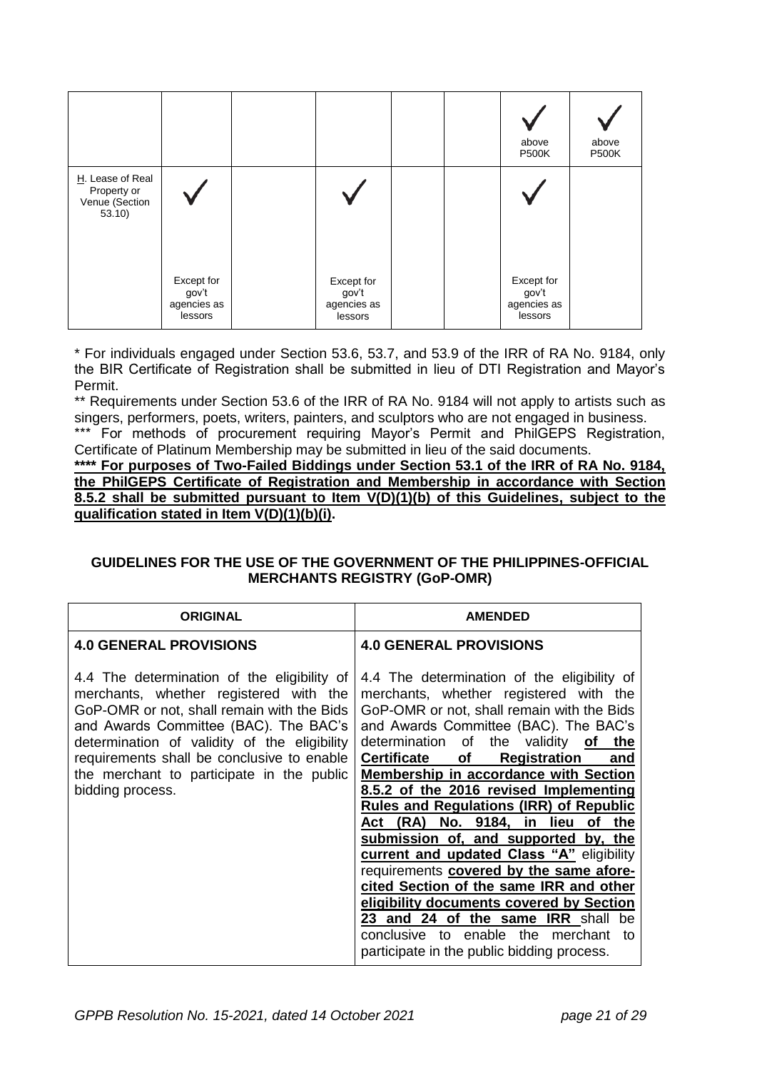| | | | | | | | |
|---|---|---|---|---|---|---|---|
| | | | | | | ✓ above P500K | ✓ above P500K |
| H. Lease of Real Property or Venue (Section 53.10) | ✓ Except for gov't agencies as lessors | | ✓ Except for gov't agencies as lessors | | | ✓ Except for gov't agencies as lessors | |

\* For individuals engaged under Section 53.6, 53.7, and 53.9 of the IRR of RA No. 9184, only the BIR Certificate of Registration shall be submitted in lieu of DTI Registration and Mayor's Permit.

\*\* Requirements under Section 53.6 of the IRR of RA No. 9184 will not apply to artists such as singers, performers, poets, writers, painters, and sculptors who are not engaged in business.

\*\*\* For methods of procurement requiring Mayor's Permit and PhilGEPS Registration, Certificate of Platinum Membership may be submitted in lieu of the said documents.

**\*\*\*\* For purposes of Two-Failed Biddings under Section 53.1 of the IRR of RA No. 9184, the PhilGEPS Certificate of Registration and Membership in accordance with Section 8.5.2 shall be submitted pursuant to Item V(D)(1)(b) of this Guidelines, subject to the qualification stated in Item V(D)(1)(b)(i).**

**GUIDELINES FOR THE USE OF THE GOVERNMENT OF THE PHILIPPINES-OFFICIAL MERCHANTS REGISTRY (GoP-OMR)**

| ORIGINAL | AMENDED |
|---|---|
| **4.0 GENERAL PROVISIONS**<br><br>4.4 The determination of the eligibility of merchants, whether registered with the GoP-OMR or not, shall remain with the Bids and Awards Committee (BAC). The BAC's determination of validity of the eligibility requirements shall be conclusive to enable the merchant to participate in the public bidding process. | **4.0 GENERAL PROVISIONS**<br><br>4.4 The determination of the eligibility of merchants, whether registered with the GoP-OMR or not, shall remain with the Bids and Awards Committee (BAC). The BAC's determination of the validity **of the Certificate of Registration and Membership in accordance with Section 8.5.2 of the 2016 revised Implementing Rules and Regulations (IRR) of Republic Act (RA) No. 9184, in lieu of the submission of, and supported by, the current and updated Class "A"** eligibility requirements **covered by the same afore-cited Section of the same IRR and other eligibility documents covered by Section 23 and 24 of the same IRR** shall be conclusive to enable the merchant to participate in the public bidding process. |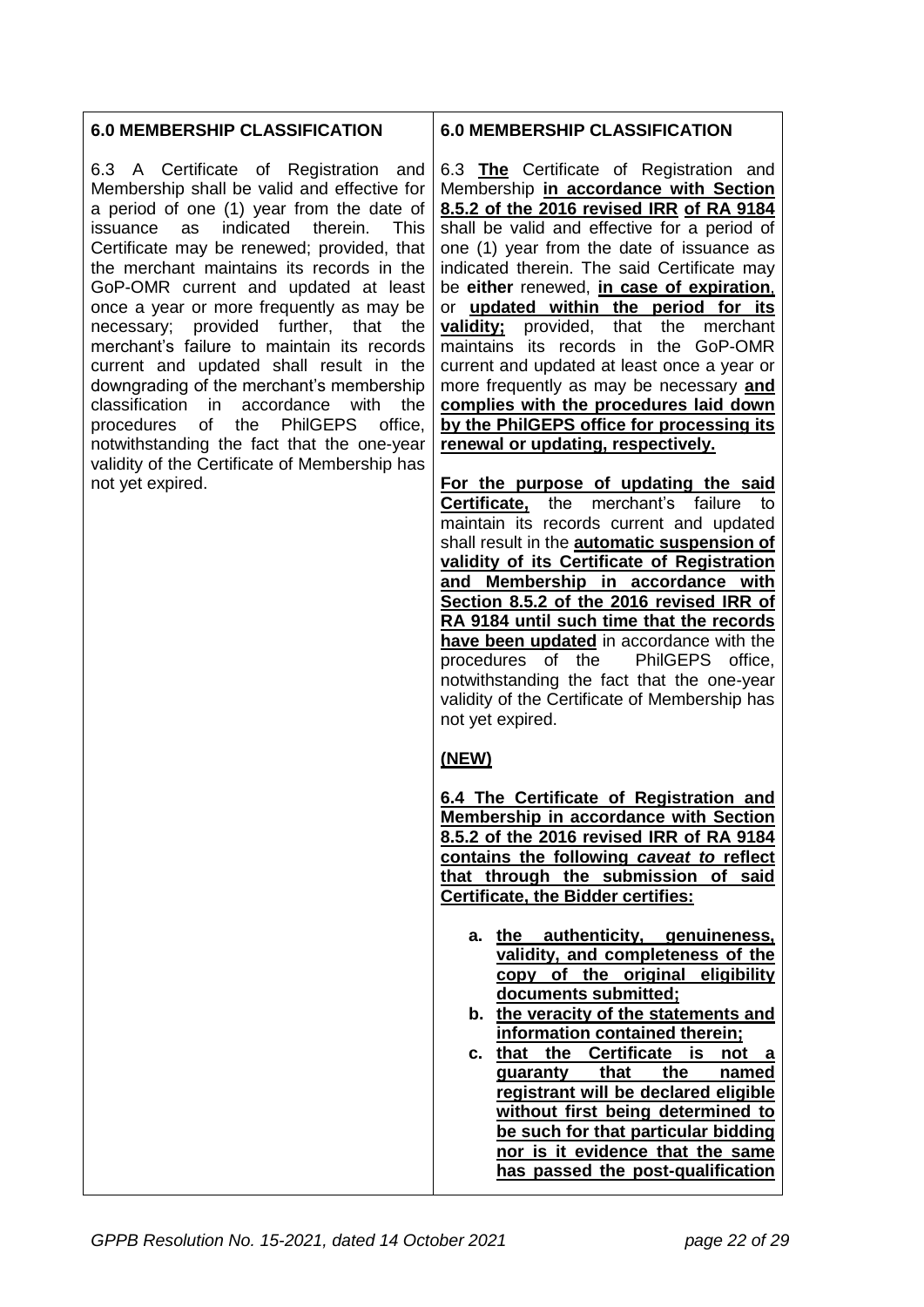| 6.0 MEMBERSHIP CLASSIFICATION | 6.0 MEMBERSHIP CLASSIFICATION |
|---|---|
| 6.3 A Certificate of Registration and Membership shall be valid and effective for a period of one (1) year from the date of issuance as indicated therein. This Certificate may be renewed; provided, that the merchant maintains its records in the GoP-OMR current and updated at least once a year or more frequently as may be necessary; provided further, that the merchant's failure to maintain its records current and updated shall result in the downgrading of the merchant's membership classification in accordance with the procedures of the PhilGEPS office, notwithstanding the fact that the one-year validity of the Certificate of Membership has not yet expired. | 6.3 **The** Certificate of Registration and Membership **in accordance with Section 8.5.2 of the 2016 revised IRR of RA 9184** shall be valid and effective for a period of one (1) year from the date of issuance as indicated therein. The said Certificate may be **either** renewed, **in case of expiration**, or **updated within the period for its validity;** provided, that the merchant maintains its records in the GoP-OMR current and updated at least once a year or more frequently as may be necessary **and complies with the procedures laid down by the PhilGEPS office for processing its renewal or updating, respectively.**<br><br>**For the purpose of updating the said Certificate,** the merchant's failure to maintain its records current and updated shall result in the **automatic suspension of validity of its Certificate of Registration and Membership in accordance with Section 8.5.2 of the 2016 revised IRR of RA 9184 until such time that the records have been updated** in accordance with the procedures of the PhilGEPS office, notwithstanding the fact that the one-year validity of the Certificate of Membership has not yet expired.<br><br>**(NEW)**<br><br>**6.4 The Certificate of Registration and Membership in accordance with Section 8.5.2 of the 2016 revised IRR of RA 9184 contains the following *caveat to* reflect that through the submission of said Certificate, the Bidder certifies:**<br><br>**a. the authenticity, genuineness, validity, and completeness of the copy of the original eligibility documents submitted;**<br>**b. the veracity of the statements and information contained therein;**<br>**c. that the Certificate is not a guaranty that the named registrant will be declared eligible without first being determined to be such for that particular bidding nor is it evidence that the same has passed the post-qualification** |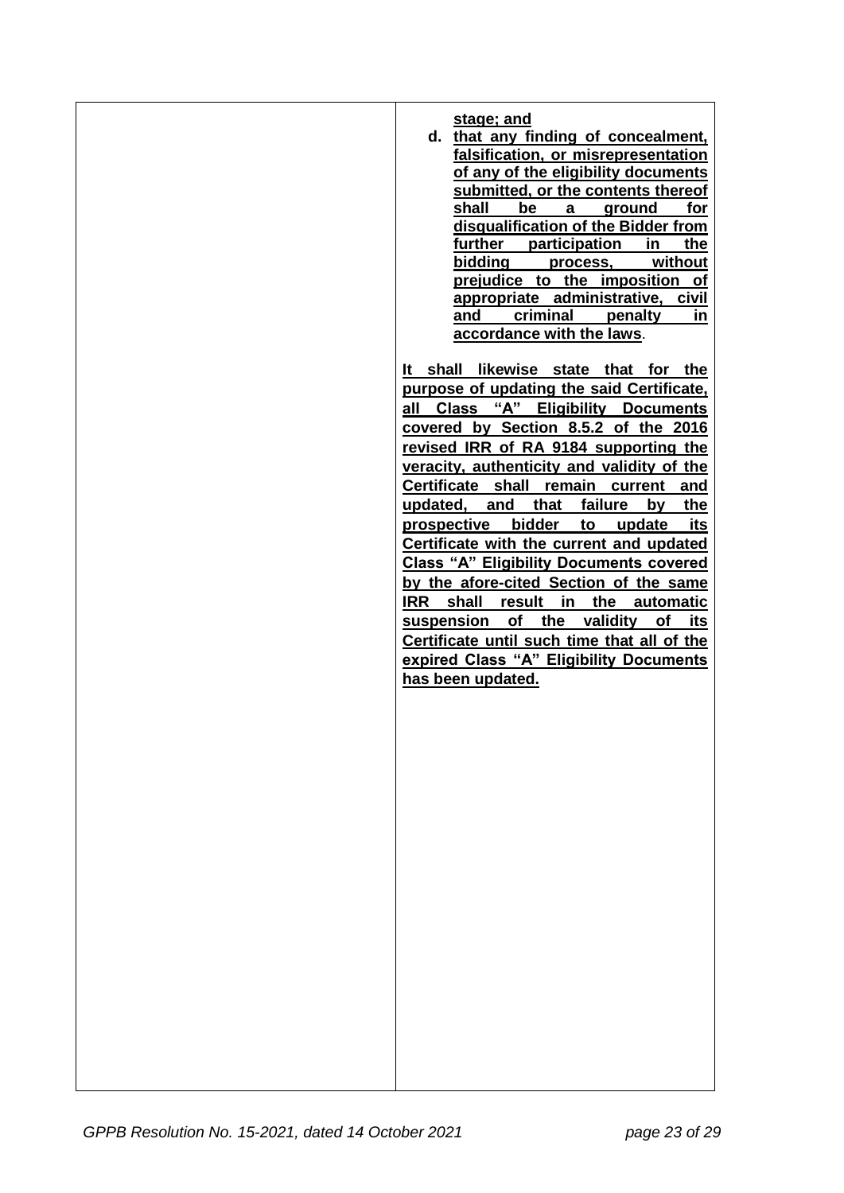| | |
|---|---|
| | stage; and<br>d. that any finding of concealment, falsification, or misrepresentation of any of the eligibility documents submitted, or the contents thereof shall be a ground for disqualification of the Bidder from further participation in the bidding process, without prejudice to the imposition of appropriate administrative, civil and criminal penalty in accordance with the laws.<br><br>It shall likewise state that for the purpose of updating the said Certificate, all Class "A" Eligibility Documents covered by Section 8.5.2 of the 2016 revised IRR of RA 9184 supporting the veracity, authenticity and validity of the Certificate shall remain current and updated, and that failure by the prospective bidder to update its Certificate with the current and updated Class "A" Eligibility Documents covered by the afore-cited Section of the same IRR shall result in the automatic suspension of the validity of its Certificate until such time that all of the expired Class "A" Eligibility Documents has been updated. |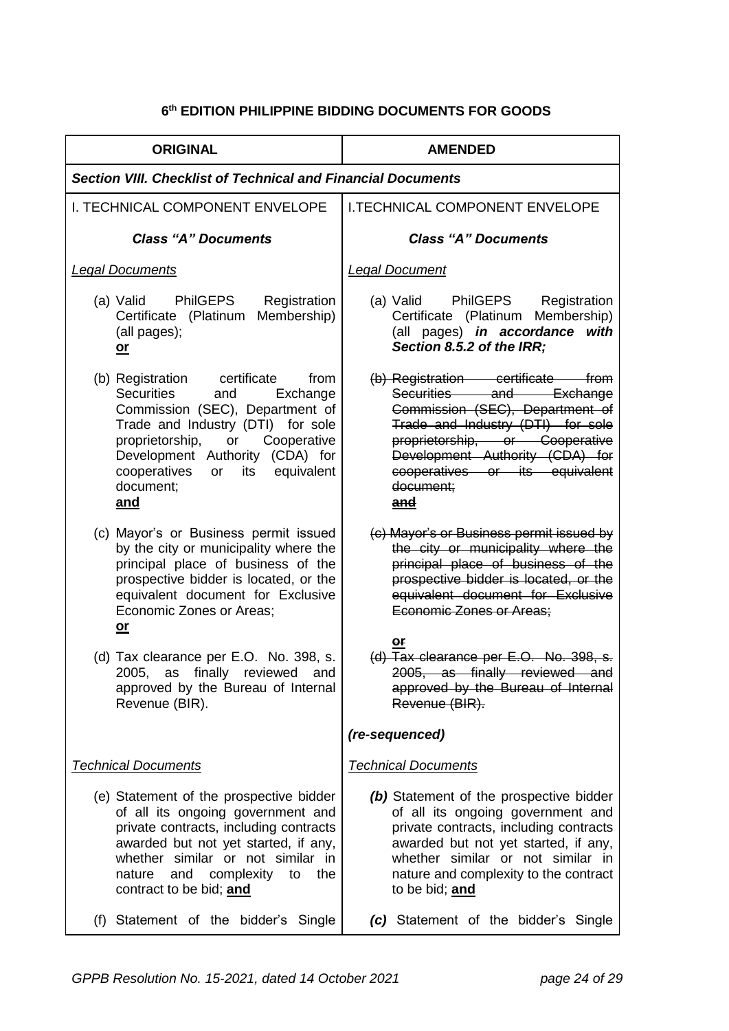## 6th EDITION PHILIPPINE BIDDING DOCUMENTS FOR GOODS

| ORIGINAL | AMENDED |
|---|---|
| ***Section VIII. Checklist of Technical and Financial Documents*** | |
| I. TECHNICAL COMPONENT ENVELOPE | I.TECHNICAL COMPONENT ENVELOPE |
| ***Class "A" Documents*** | ***Class "A" Documents*** |
| *Legal Documents* | *Legal Document* |
| (a) Valid PhilGEPS Registration Certificate (Platinum Membership) (all pages); **or** | (a) Valid PhilGEPS Registration Certificate (Platinum Membership) (all pages) ***in accordance with Section 8.5.2 of the IRR;*** |
| (b) Registration certificate from Securities and Exchange Commission (SEC), Department of Trade and Industry (DTI) for sole proprietorship, or Cooperative Development Authority (CDA) for cooperatives or its equivalent document; **and** | ~~(b) Registration certificate from Securities and Exchange Commission (SEC), Department of Trade and Industry (DTI) for sole proprietorship, or Cooperative Development Authority (CDA) for cooperatives or its equivalent document;~~ ~~**and**~~ |
| (c) Mayor's or Business permit issued by the city or municipality where the principal place of business of the prospective bidder is located, or the equivalent document for Exclusive Economic Zones or Areas; **or** | ~~(c) Mayor's or Business permit issued by the city or municipality where the principal place of business of the prospective bidder is located, or the equivalent document for Exclusive Economic Zones or Areas;~~ ~~**or**~~ |
| (d) Tax clearance per E.O. No. 398, s. 2005, as finally reviewed and approved by the Bureau of Internal Revenue (BIR). | ~~(d) Tax clearance per E.O. No. 398, s. 2005, as finally reviewed and approved by the Bureau of Internal Revenue (BIR).~~ |
| | ***(re-sequenced)*** |
| *Technical Documents* | *Technical Documents* |
| (e) Statement of the prospective bidder of all its ongoing government and private contracts, including contracts awarded but not yet started, if any, whether similar or not similar in nature and complexity to the contract to be bid; **and** | ***(b)*** Statement of the prospective bidder of all its ongoing government and private contracts, including contracts awarded but not yet started, if any, whether similar or not similar in nature and complexity to the contract to be bid; **and** |
| (f) Statement of the bidder's Single | ***(c)*** Statement of the bidder's Single |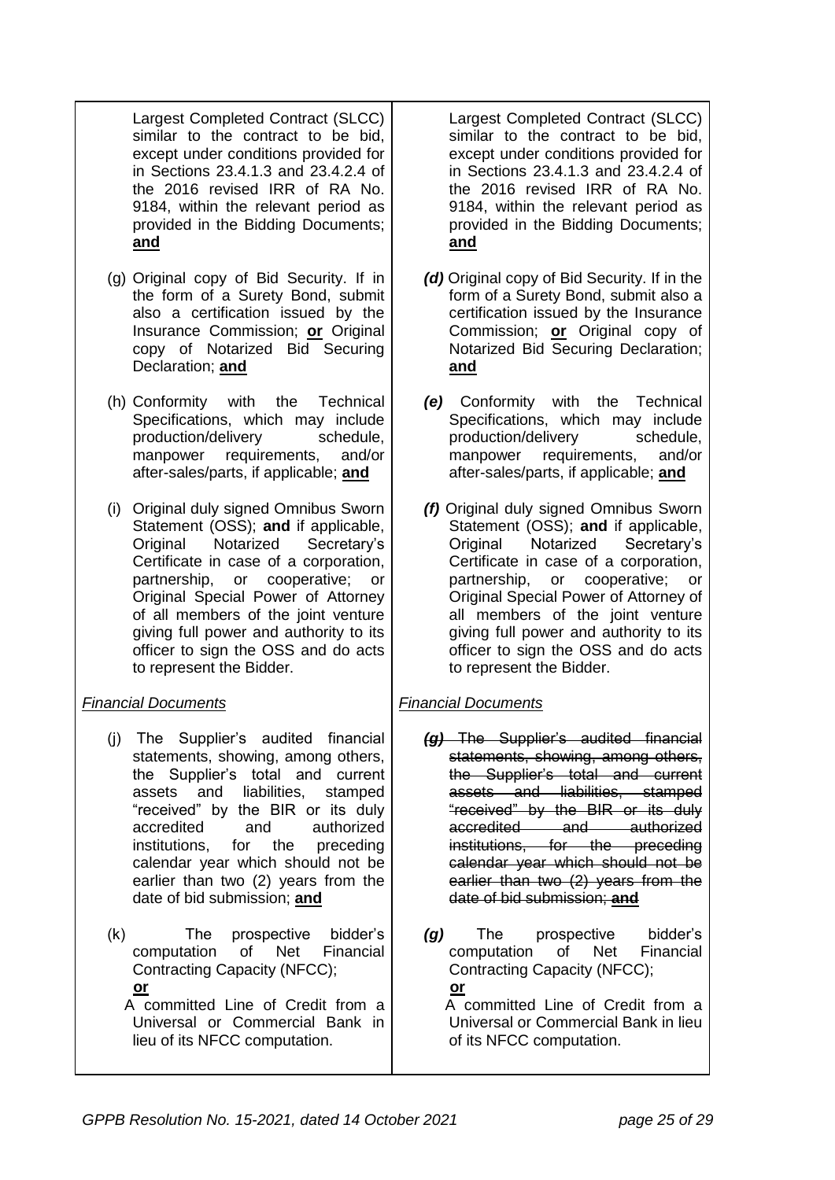| | |
|---|---|
| Largest Completed Contract (SLCC) similar to the contract to be bid, except under conditions provided for in Sections 23.4.1.3 and 23.4.2.4 of the 2016 revised IRR of RA No. 9184, within the relevant period as provided in the Bidding Documents; **and** | Largest Completed Contract (SLCC) similar to the contract to be bid, except under conditions provided for in Sections 23.4.1.3 and 23.4.2.4 of the 2016 revised IRR of RA No. 9184, within the relevant period as provided in the Bidding Documents; **and** |
| (g) Original copy of Bid Security. If in the form of a Surety Bond, submit also a certification issued by the Insurance Commission; **or** Original copy of Notarized Bid Securing Declaration; **and** | ***(d)*** Original copy of Bid Security. If in the form of a Surety Bond, submit also a certification issued by the Insurance Commission; **or** Original copy of Notarized Bid Securing Declaration; **and** |
| (h) Conformity with the Technical Specifications, which may include production/delivery schedule, manpower requirements, and/or after-sales/parts, if applicable; **and** | ***(e)*** Conformity with the Technical Specifications, which may include production/delivery schedule, manpower requirements, and/or after-sales/parts, if applicable; **and** |
| (i) Original duly signed Omnibus Sworn Statement (OSS); **and** if applicable, Original Notarized Secretary's Certificate in case of a corporation, partnership, or cooperative; or Original Special Power of Attorney of all members of the joint venture giving full power and authority to its officer to sign the OSS and do acts to represent the Bidder. | ***(f)*** Original duly signed Omnibus Sworn Statement (OSS); **and** if applicable, Original Notarized Secretary's Certificate in case of a corporation, partnership, or cooperative; or Original Special Power of Attorney of all members of the joint venture giving full power and authority to its officer to sign the OSS and do acts to represent the Bidder. |
| *Financial Documents* | *Financial Documents* |
| (j) The Supplier's audited financial statements, showing, among others, the Supplier's total and current assets and liabilities, stamped "received" by the BIR or its duly accredited and authorized institutions, for the preceding calendar year which should not be earlier than two (2) years from the date of bid submission; **and** | ~~***(g)*** The Supplier's audited financial statements, showing, among others, the Supplier's total and current assets and liabilities, stamped "received" by the BIR or its duly accredited and authorized institutions, for the preceding calendar year which should not be earlier than two (2) years from the date of bid submission; **and**~~ |
| (k) The prospective bidder's computation of Net Financial Contracting Capacity (NFCC); **or** A committed Line of Credit from a Universal or Commercial Bank in lieu of its NFCC computation. | ***(g)*** The prospective bidder's computation of Net Financial Contracting Capacity (NFCC); **or** A committed Line of Credit from a Universal or Commercial Bank in lieu of its NFCC computation. |

*GPPB Resolution No. 15-2021, dated 14 October 2021*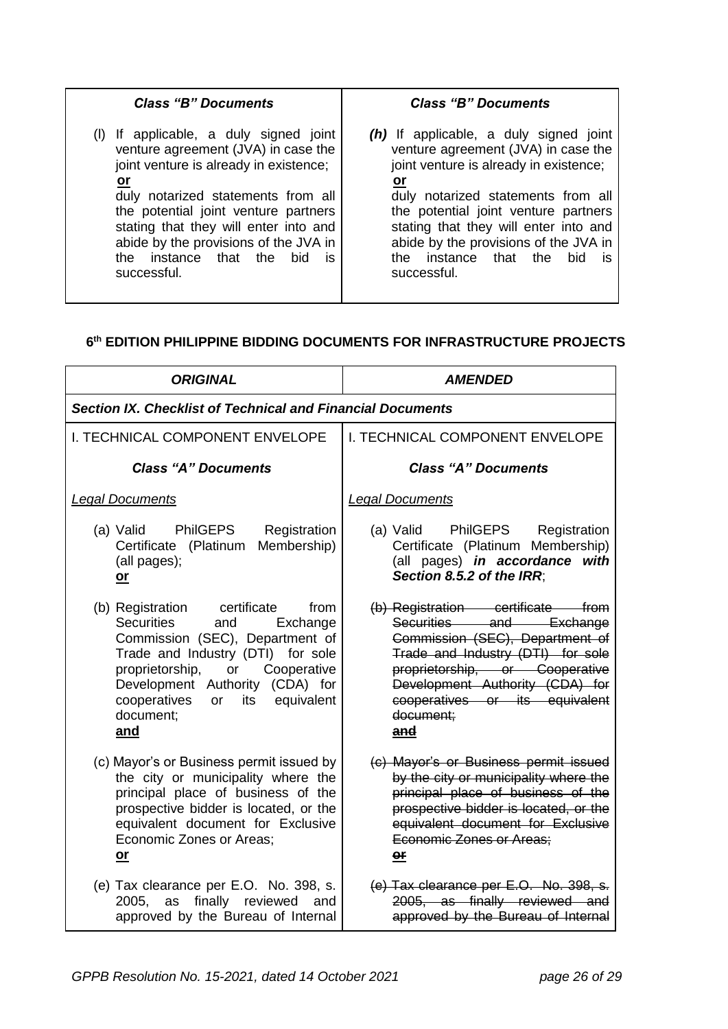| *Class "B" Documents* | *Class "B" Documents* |
|---|---|
| (l) If applicable, a duly signed joint venture agreement (JVA) in case the joint venture is already in existence; **or** duly notarized statements from all the potential joint venture partners stating that they will enter into and abide by the provisions of the JVA in the instance that the bid is successful. | ***(h)*** If applicable, a duly signed joint venture agreement (JVA) in case the joint venture is already in existence; **or** duly notarized statements from all the potential joint venture partners stating that they will enter into and abide by the provisions of the JVA in the instance that the bid is successful. |

## 6th EDITION PHILIPPINE BIDDING DOCUMENTS FOR INFRASTRUCTURE PROJECTS

| ***ORIGINAL*** | ***AMENDED*** |
|---|---|
| ***Section IX. Checklist of Technical and Financial Documents*** | |
| I. TECHNICAL COMPONENT ENVELOPE | I. TECHNICAL COMPONENT ENVELOPE |
| ***Class "A" Documents*** | ***Class "A" Documents*** |
| *Legal Documents* | *Legal Documents* |
| (a) Valid PhilGEPS Registration Certificate (Platinum Membership) (all pages); **or** | (a) Valid PhilGEPS Registration Certificate (Platinum Membership) (all pages) ***in accordance with Section 8.5.2 of the IRR***; |
| (b) Registration certificate from Securities and Exchange Commission (SEC), Department of Trade and Industry (DTI) for sole proprietorship, or Cooperative Development Authority (CDA) for cooperatives or its equivalent document; **and** | ~~(b) Registration certificate from Securities and Exchange Commission (SEC), Department of Trade and Industry (DTI) for sole proprietorship, or Cooperative Development Authority (CDA) for cooperatives or its equivalent document;~~ ~~**and**~~ |
| (c) Mayor's or Business permit issued by the city or municipality where the principal place of business of the prospective bidder is located, or the equivalent document for Exclusive Economic Zones or Areas; **or** | ~~(c) Mayor's or Business permit issued by the city or municipality where the principal place of business of the prospective bidder is located, or the equivalent document for Exclusive Economic Zones or Areas;~~ ~~**or**~~ |
| (e) Tax clearance per E.O. No. 398, s. 2005, as finally reviewed and approved by the Bureau of Internal | ~~(e) Tax clearance per E.O. No. 398, s. 2005, as finally reviewed and approved by the Bureau of Internal~~ |

*GPPB Resolution No. 15-2021, dated 14 October 2021*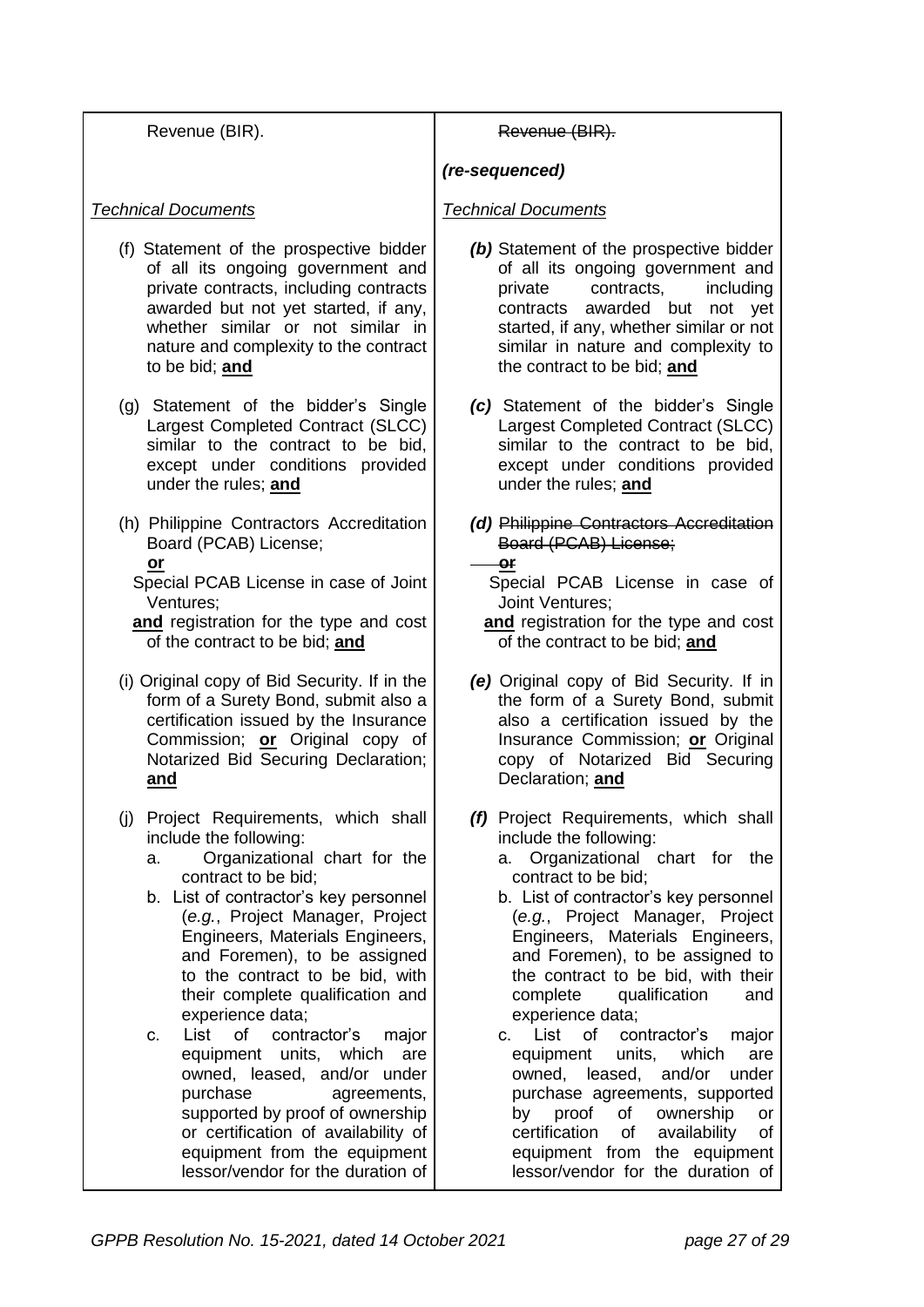| | |
|---|---|
| Revenue (BIR). | ~~Revenue (BIR).~~<br><br>***(re-sequenced)*** |
| *Technical Documents*<br><br>(f) Statement of the prospective bidder of all its ongoing government and private contracts, including contracts awarded but not yet started, if any, whether similar or not similar in nature and complexity to the contract to be bid; **and**<br><br>(g) Statement of the bidder's Single Largest Completed Contract (SLCC) similar to the contract to be bid, except under conditions provided under the rules; **and**<br><br>(h) Philippine Contractors Accreditation Board (PCAB) License;<br>**or**<br>Special PCAB License in case of Joint Ventures;<br>**and** registration for the type and cost of the contract to be bid; **and**<br><br>(i) Original copy of Bid Security. If in the form of a Surety Bond, submit also a certification issued by the Insurance Commission; **or** Original copy of Notarized Bid Securing Declaration; **and**<br><br>(j) Project Requirements, which shall include the following:<br>a. Organizational chart for the contract to be bid;<br>b. List of contractor's key personnel (*e.g.*, Project Manager, Project Engineers, Materials Engineers, and Foremen), to be assigned to the contract to be bid, with their complete qualification and experience data;<br>c. List of contractor's major equipment units, which are owned, leased, and/or under purchase agreements, supported by proof of ownership or certification of availability of equipment from the equipment lessor/vendor for the duration of | *Technical Documents*<br><br>***(b)*** Statement of the prospective bidder of all its ongoing government and private contracts, including contracts awarded but not yet started, if any, whether similar or not similar in nature and complexity to the contract to be bid; **and**<br><br>***(c)*** Statement of the bidder's Single Largest Completed Contract (SLCC) similar to the contract to be bid, except under conditions provided under the rules; **and**<br><br>***(d)*** ~~Philippine Contractors Accreditation Board (PCAB) License;~~<br>~~**or**~~<br>Special PCAB License in case of Joint Ventures;<br>**and** registration for the type and cost of the contract to be bid; **and**<br><br>***(e)*** Original copy of Bid Security. If in the form of a Surety Bond, submit also a certification issued by the Insurance Commission; **or** Original copy of Notarized Bid Securing Declaration; **and**<br><br>***(f)*** Project Requirements, which shall include the following:<br>a. Organizational chart for the contract to be bid;<br>b. List of contractor's key personnel (*e.g.*, Project Manager, Project Engineers, Materials Engineers, and Foremen), to be assigned to the contract to be bid, with their complete qualification and experience data;<br>c. List of contractor's major equipment units, which are owned, leased, and/or under purchase agreements, supported by proof of ownership or certification of availability of equipment from the equipment lessor/vendor for the duration of |

*GPPB Resolution No. 15-2021, dated 14 October 2021*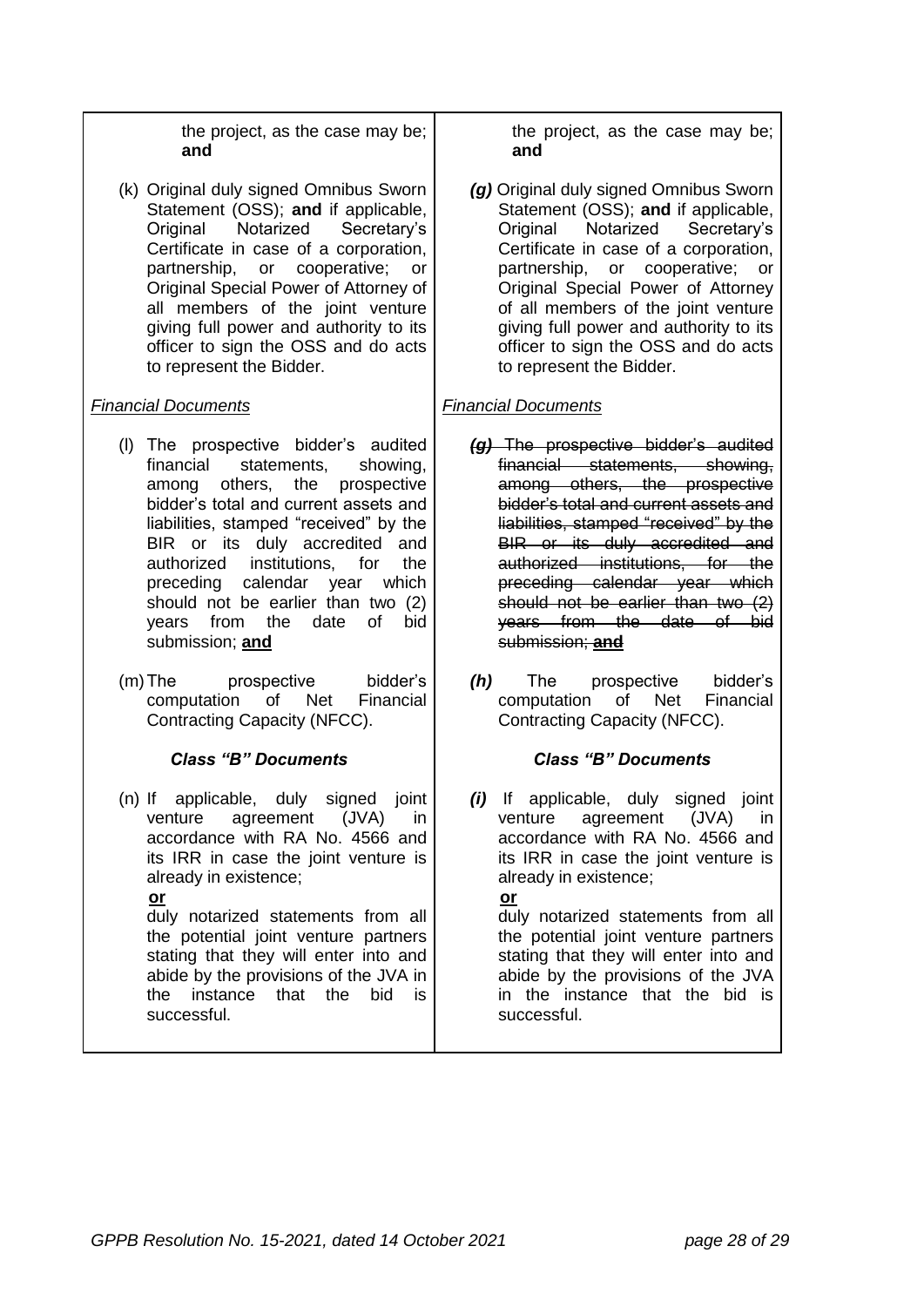| | |
|---|---|
| the project, as the case may be; **and**<br><br>(k) Original duly signed Omnibus Sworn Statement (OSS); **and** if applicable, Original Notarized Secretary's Certificate in case of a corporation, partnership, or cooperative; or Original Special Power of Attorney of all members of the joint venture giving full power and authority to its officer to sign the OSS and do acts to represent the Bidder.<br><br>*Financial Documents*<br><br>(l) The prospective bidder's audited financial statements, showing, among others, the prospective bidder's total and current assets and liabilities, stamped "received" by the BIR or its duly accredited and authorized institutions, for the preceding calendar year which should not be earlier than two (2) years from the date of bid submission; **and**<br><br>(m) The prospective bidder's computation of Net Financial Contracting Capacity (NFCC).<br><br>***Class "B" Documents***<br><br>(n) If applicable, duly signed joint venture agreement (JVA) in accordance with RA No. 4566 and its IRR in case the joint venture is already in existence;<br>**or**<br>duly notarized statements from all the potential joint venture partners stating that they will enter into and abide by the provisions of the JVA in the instance that the bid is successful. | the project, as the case may be; **and**<br><br>***(g)*** Original duly signed Omnibus Sworn Statement (OSS); **and** if applicable, Original Notarized Secretary's Certificate in case of a corporation, partnership, or cooperative; or Original Special Power of Attorney of all members of the joint venture giving full power and authority to its officer to sign the OSS and do acts to represent the Bidder.<br><br>*Financial Documents*<br><br>~~***(g)*** The prospective bidder's audited financial statements, showing, among others, the prospective bidder's total and current assets and liabilities, stamped "received" by the BIR or its duly accredited and authorized institutions, for the preceding calendar year which should not be earlier than two (2) years from the date of bid submission; **and**~~<br><br>***(h)*** The prospective bidder's computation of Net Financial Contracting Capacity (NFCC).<br><br>***Class "B" Documents***<br><br>***(i)*** If applicable, duly signed joint venture agreement (JVA) in accordance with RA No. 4566 and its IRR in case the joint venture is already in existence;<br>**or**<br>duly notarized statements from all the potential joint venture partners stating that they will enter into and abide by the provisions of the JVA in the instance that the bid is successful. |

*GPPB Resolution No. 15-2021, dated 14 October 2021*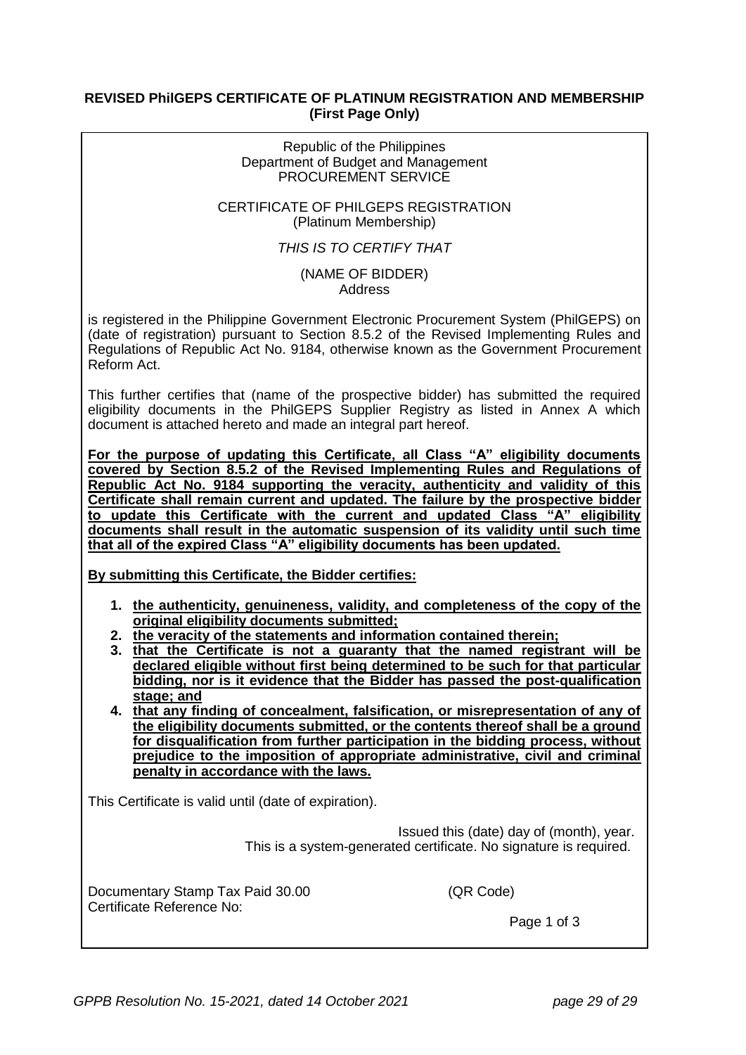**REVISED PhilGEPS CERTIFICATE OF PLATINUM REGISTRATION AND MEMBERSHIP (First Page Only)**

Republic of the Philippines
Department of Budget and Management
PROCUREMENT SERVICE

CERTIFICATE OF PHILGEPS REGISTRATION
(Platinum Membership)

*THIS IS TO CERTIFY THAT*

(NAME OF BIDDER)
Address

is registered in the Philippine Government Electronic Procurement System (PhilGEPS) on (date of registration) pursuant to Section 8.5.2 of the Revised Implementing Rules and Regulations of Republic Act No. 9184, otherwise known as the Government Procurement Reform Act.

This further certifies that (name of the prospective bidder) has submitted the required eligibility documents in the PhilGEPS Supplier Registry as listed in Annex A which document is attached hereto and made an integral part hereof.

**For the purpose of updating this Certificate, all Class "A" eligibility documents covered by Section 8.5.2 of the Revised Implementing Rules and Regulations of Republic Act No. 9184 supporting the veracity, authenticity and validity of this Certificate shall remain current and updated. The failure by the prospective bidder to update this Certificate with the current and updated Class "A" eligibility documents shall result in the automatic suspension of its validity until such time that all of the expired Class "A" eligibility documents has been updated.**

**By submitting this Certificate, the Bidder certifies:**

1. **the authenticity, genuineness, validity, and completeness of the copy of the original eligibility documents submitted;**
2. **the veracity of the statements and information contained therein;**
3. **that the Certificate is not a guaranty that the named registrant will be declared eligible without first being determined to be such for that particular bidding, nor is it evidence that the Bidder has passed the post-qualification stage; and**
4. **that any finding of concealment, falsification, or misrepresentation of any of the eligibility documents submitted, or the contents thereof shall be a ground for disqualification from further participation in the bidding process, without prejudice to the imposition of appropriate administrative, civil and criminal penalty in accordance with the laws.**

This Certificate is valid until (date of expiration).

Issued this (date) day of (month), year.
This is a system-generated certificate. No signature is required.

Documentary Stamp Tax Paid 30.00 (QR Code)
Certificate Reference No:

Page 1 of 3